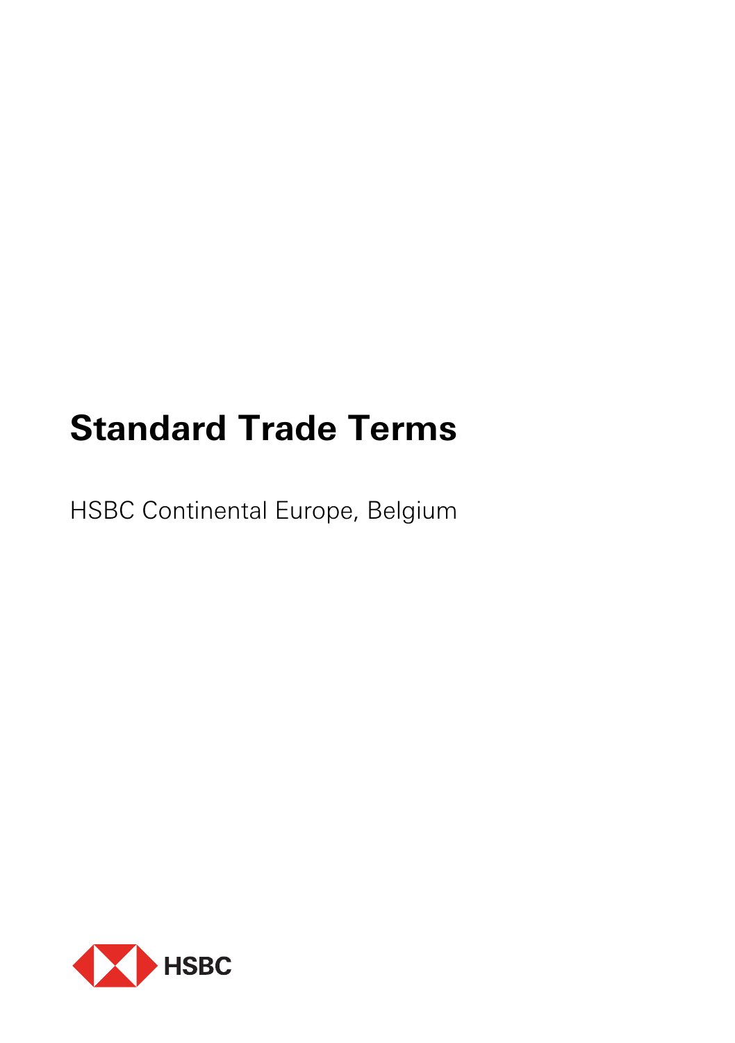# Standard Trade Terms

HSBC Continental Europe, Belgium

HSBC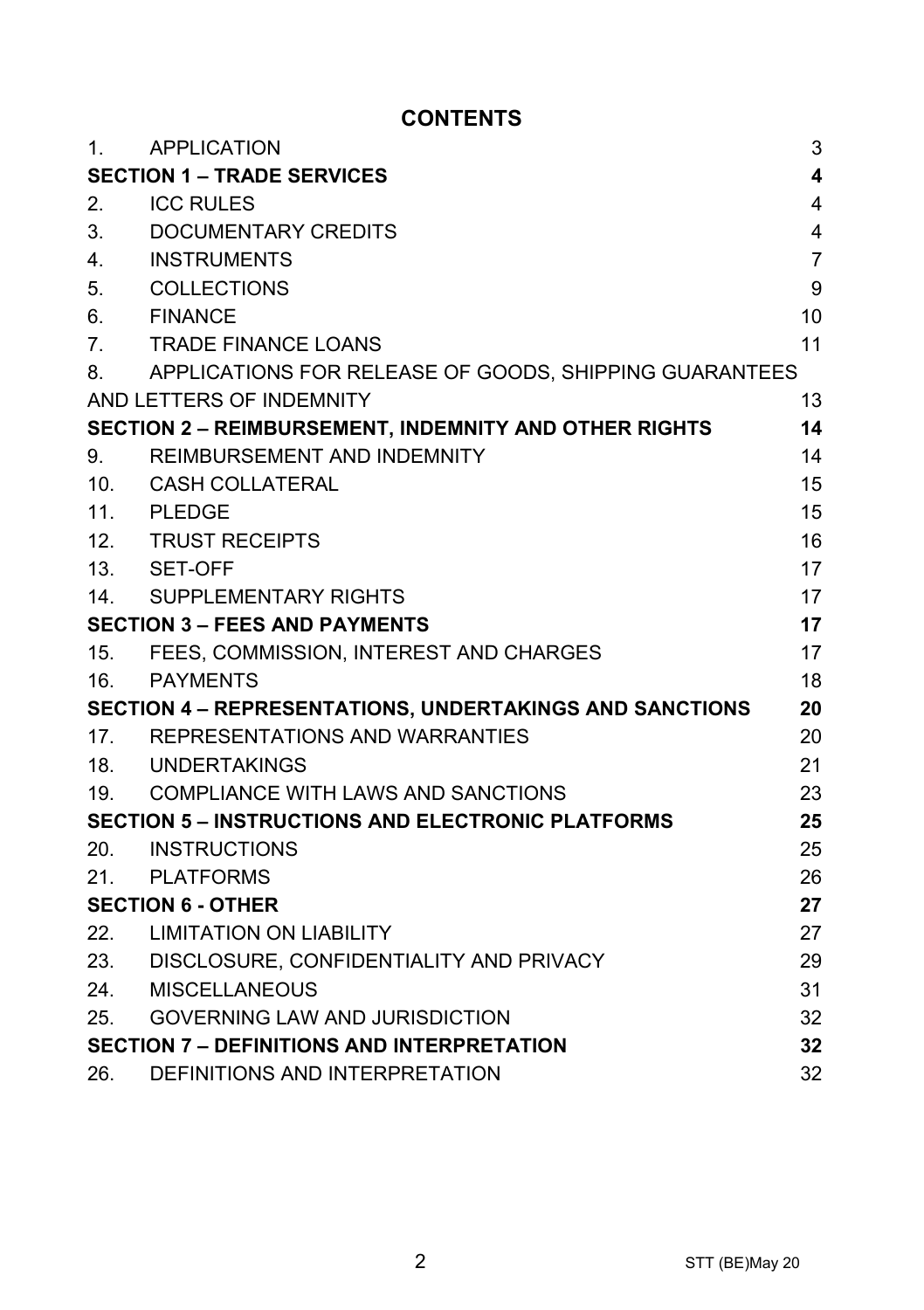# CONTENTS

| | | |
|---|---|---|
| 1. | APPLICATION | 3 |
| **SECTION 1 – TRADE SERVICES** | | **4** |
| 2. | ICC RULES | 4 |
| 3. | DOCUMENTARY CREDITS | 4 |
| 4. | INSTRUMENTS | 7 |
| 5. | COLLECTIONS | 9 |
| 6. | FINANCE | 10 |
| 7. | TRADE FINANCE LOANS | 11 |
| 8. | APPLICATIONS FOR RELEASE OF GOODS, SHIPPING GUARANTEES AND LETTERS OF INDEMNITY | 13 |
| **SECTION 2 – REIMBURSEMENT, INDEMNITY AND OTHER RIGHTS** | | **14** |
| 9. | REIMBURSEMENT AND INDEMNITY | 14 |
| 10. | CASH COLLATERAL | 15 |
| 11. | PLEDGE | 15 |
| 12. | TRUST RECEIPTS | 16 |
| 13. | SET-OFF | 17 |
| 14. | SUPPLEMENTARY RIGHTS | 17 |
| **SECTION 3 – FEES AND PAYMENTS** | | **17** |
| 15. | FEES, COMMISSION, INTEREST AND CHARGES | 17 |
| 16. | PAYMENTS | 18 |
| **SECTION 4 – REPRESENTATIONS, UNDERTAKINGS AND SANCTIONS** | | **20** |
| 17. | REPRESENTATIONS AND WARRANTIES | 20 |
| 18. | UNDERTAKINGS | 21 |
| 19. | COMPLIANCE WITH LAWS AND SANCTIONS | 23 |
| **SECTION 5 – INSTRUCTIONS AND ELECTRONIC PLATFORMS** | | **25** |
| 20. | INSTRUCTIONS | 25 |
| 21. | PLATFORMS | 26 |
| **SECTION 6 - OTHER** | | **27** |
| 22. | LIMITATION ON LIABILITY | 27 |
| 23. | DISCLOSURE, CONFIDENTIALITY AND PRIVACY | 29 |
| 24. | MISCELLANEOUS | 31 |
| 25. | GOVERNING LAW AND JURISDICTION | 32 |
| **SECTION 7 – DEFINITIONS AND INTERPRETATION** | | **32** |
| 26. | DEFINITIONS AND INTERPRETATION | 32 |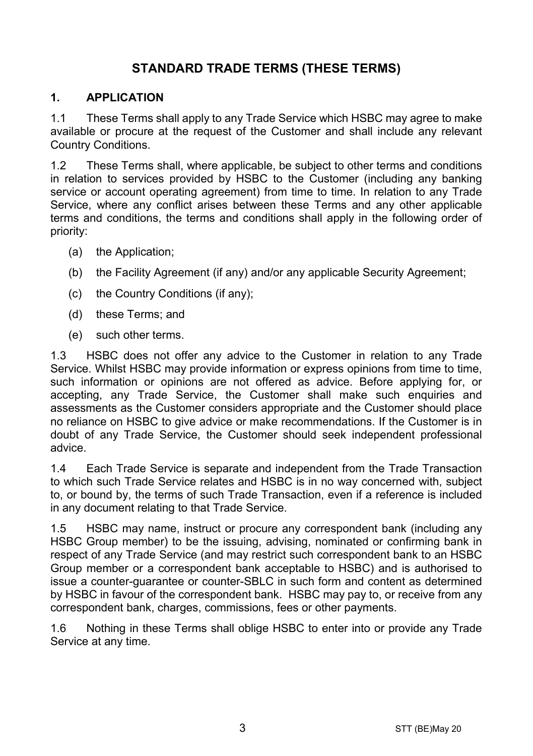# STANDARD TRADE TERMS (THESE TERMS)

## 1. APPLICATION

1.1 These Terms shall apply to any Trade Service which HSBC may agree to make available or procure at the request of the Customer and shall include any relevant Country Conditions.

1.2 These Terms shall, where applicable, be subject to other terms and conditions in relation to services provided by HSBC to the Customer (including any banking service or account operating agreement) from time to time. In relation to any Trade Service, where any conflict arises between these Terms and any other applicable terms and conditions, the terms and conditions shall apply in the following order of priority:

(a) the Application;

(b) the Facility Agreement (if any) and/or any applicable Security Agreement;

(c) the Country Conditions (if any);

(d) these Terms; and

(e) such other terms.

1.3 HSBC does not offer any advice to the Customer in relation to any Trade Service. Whilst HSBC may provide information or express opinions from time to time, such information or opinions are not offered as advice. Before applying for, or accepting, any Trade Service, the Customer shall make such enquiries and assessments as the Customer considers appropriate and the Customer should place no reliance on HSBC to give advice or make recommendations. If the Customer is in doubt of any Trade Service, the Customer should seek independent professional advice.

1.4 Each Trade Service is separate and independent from the Trade Transaction to which such Trade Service relates and HSBC is in no way concerned with, subject to, or bound by, the terms of such Trade Transaction, even if a reference is included in any document relating to that Trade Service.

1.5 HSBC may name, instruct or procure any correspondent bank (including any HSBC Group member) to be the issuing, advising, nominated or confirming bank in respect of any Trade Service (and may restrict such correspondent bank to an HSBC Group member or a correspondent bank acceptable to HSBC) and is authorised to issue a counter-guarantee or counter-SBLC in such form and content as determined by HSBC in favour of the correspondent bank. HSBC may pay to, or receive from any correspondent bank, charges, commissions, fees or other payments.

1.6 Nothing in these Terms shall oblige HSBC to enter into or provide any Trade Service at any time.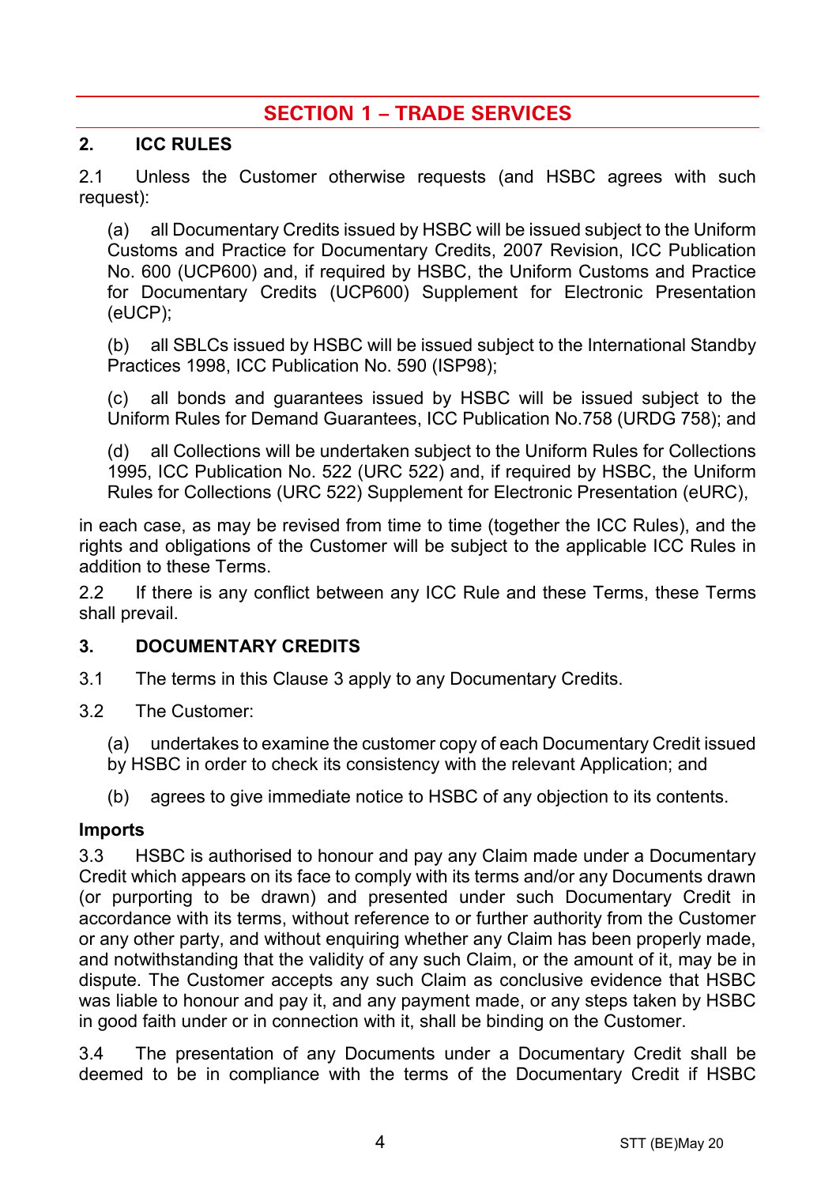## SECTION 1 – TRADE SERVICES

### 2. ICC RULES

2.1 Unless the Customer otherwise requests (and HSBC agrees with such request):

(a) all Documentary Credits issued by HSBC will be issued subject to the Uniform Customs and Practice for Documentary Credits, 2007 Revision, ICC Publication No. 600 (UCP600) and, if required by HSBC, the Uniform Customs and Practice for Documentary Credits (UCP600) Supplement for Electronic Presentation (eUCP);

(b) all SBLCs issued by HSBC will be issued subject to the International Standby Practices 1998, ICC Publication No. 590 (ISP98);

(c) all bonds and guarantees issued by HSBC will be issued subject to the Uniform Rules for Demand Guarantees, ICC Publication No.758 (URDG 758); and

(d) all Collections will be undertaken subject to the Uniform Rules for Collections 1995, ICC Publication No. 522 (URC 522) and, if required by HSBC, the Uniform Rules for Collections (URC 522) Supplement for Electronic Presentation (eURC),

in each case, as may be revised from time to time (together the ICC Rules), and the rights and obligations of the Customer will be subject to the applicable ICC Rules in addition to these Terms.

2.2 If there is any conflict between any ICC Rule and these Terms, these Terms shall prevail.

### 3. DOCUMENTARY CREDITS

3.1 The terms in this Clause 3 apply to any Documentary Credits.

3.2 The Customer:

(a) undertakes to examine the customer copy of each Documentary Credit issued by HSBC in order to check its consistency with the relevant Application; and

(b) agrees to give immediate notice to HSBC of any objection to its contents.

**Imports**

3.3 HSBC is authorised to honour and pay any Claim made under a Documentary Credit which appears on its face to comply with its terms and/or any Documents drawn (or purporting to be drawn) and presented under such Documentary Credit in accordance with its terms, without reference to or further authority from the Customer or any other party, and without enquiring whether any Claim has been properly made, and notwithstanding that the validity of any such Claim, or the amount of it, may be in dispute. The Customer accepts any such Claim as conclusive evidence that HSBC was liable to honour and pay it, and any payment made, or any steps taken by HSBC in good faith under or in connection with it, shall be binding on the Customer.

3.4 The presentation of any Documents under a Documentary Credit shall be deemed to be in compliance with the terms of the Documentary Credit if HSBC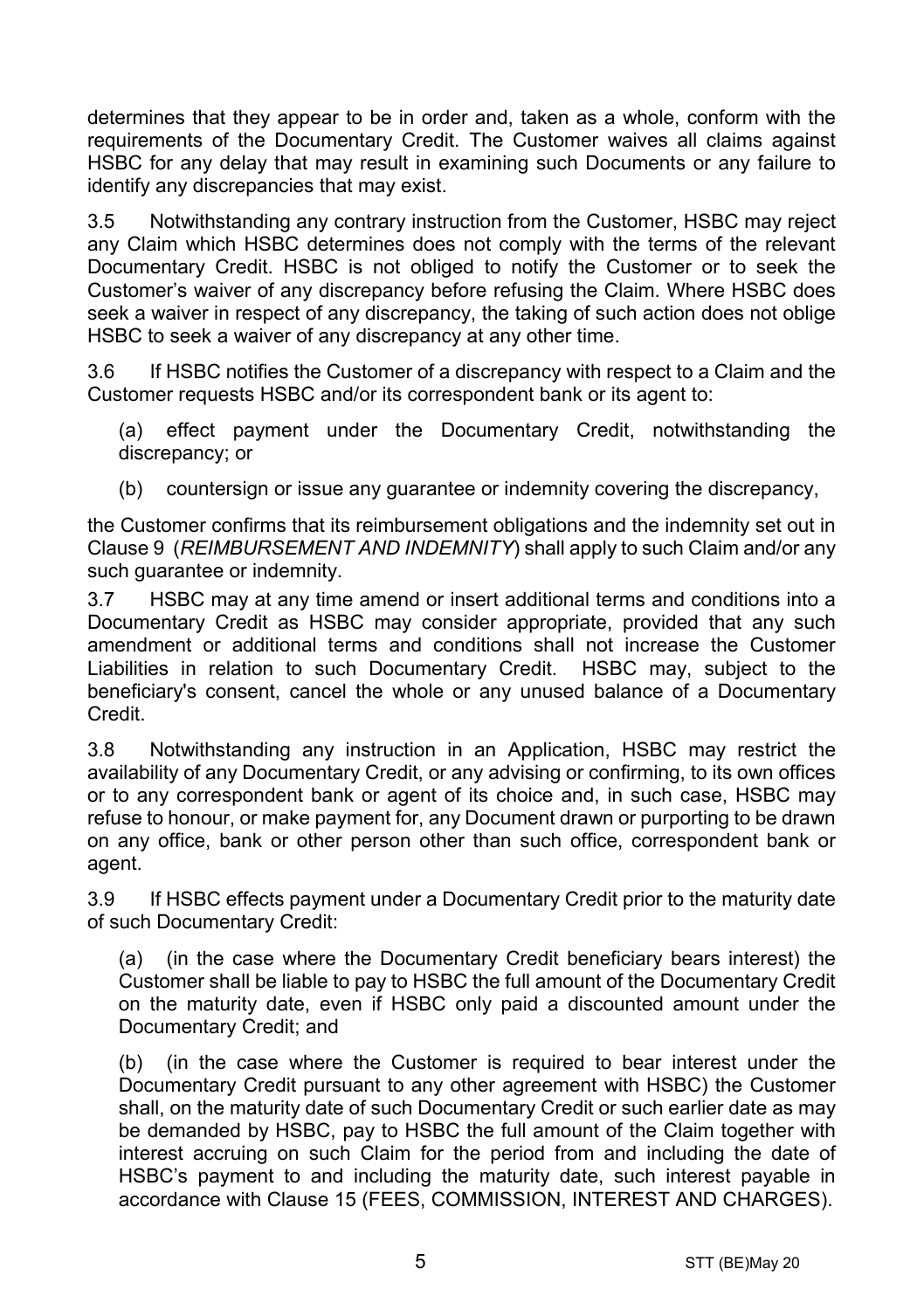determines that they appear to be in order and, taken as a whole, conform with the requirements of the Documentary Credit. The Customer waives all claims against HSBC for any delay that may result in examining such Documents or any failure to identify any discrepancies that may exist.

3.5 Notwithstanding any contrary instruction from the Customer, HSBC may reject any Claim which HSBC determines does not comply with the terms of the relevant Documentary Credit. HSBC is not obliged to notify the Customer or to seek the Customer's waiver of any discrepancy before refusing the Claim. Where HSBC does seek a waiver in respect of any discrepancy, the taking of such action does not oblige HSBC to seek a waiver of any discrepancy at any other time.

3.6 If HSBC notifies the Customer of a discrepancy with respect to a Claim and the Customer requests HSBC and/or its correspondent bank or its agent to:

(a) effect payment under the Documentary Credit, notwithstanding the discrepancy; or

(b) countersign or issue any guarantee or indemnity covering the discrepancy,

the Customer confirms that its reimbursement obligations and the indemnity set out in Clause 9 (*REIMBURSEMENT AND INDEMNITY*) shall apply to such Claim and/or any such guarantee or indemnity.

3.7 HSBC may at any time amend or insert additional terms and conditions into a Documentary Credit as HSBC may consider appropriate, provided that any such amendment or additional terms and conditions shall not increase the Customer Liabilities in relation to such Documentary Credit. HSBC may, subject to the beneficiary's consent, cancel the whole or any unused balance of a Documentary Credit.

3.8 Notwithstanding any instruction in an Application, HSBC may restrict the availability of any Documentary Credit, or any advising or confirming, to its own offices or to any correspondent bank or agent of its choice and, in such case, HSBC may refuse to honour, or make payment for, any Document drawn or purporting to be drawn on any office, bank or other person other than such office, correspondent bank or agent.

3.9 If HSBC effects payment under a Documentary Credit prior to the maturity date of such Documentary Credit:

(a) (in the case where the Documentary Credit beneficiary bears interest) the Customer shall be liable to pay to HSBC the full amount of the Documentary Credit on the maturity date, even if HSBC only paid a discounted amount under the Documentary Credit; and

(b) (in the case where the Customer is required to bear interest under the Documentary Credit pursuant to any other agreement with HSBC) the Customer shall, on the maturity date of such Documentary Credit or such earlier date as may be demanded by HSBC, pay to HSBC the full amount of the Claim together with interest accruing on such Claim for the period from and including the date of HSBC's payment to and including the maturity date, such interest payable in accordance with Clause 15 (FEES, COMMISSION, INTEREST AND CHARGES).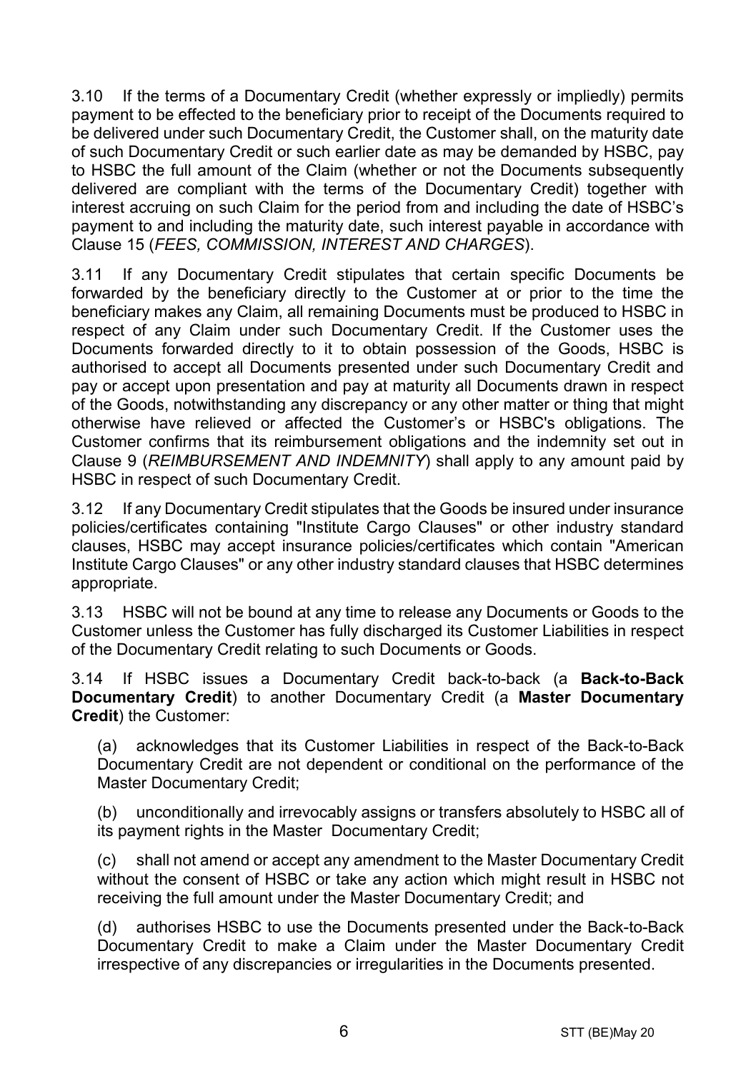3.10 If the terms of a Documentary Credit (whether expressly or impliedly) permits payment to be effected to the beneficiary prior to receipt of the Documents required to be delivered under such Documentary Credit, the Customer shall, on the maturity date of such Documentary Credit or such earlier date as may be demanded by HSBC, pay to HSBC the full amount of the Claim (whether or not the Documents subsequently delivered are compliant with the terms of the Documentary Credit) together with interest accruing on such Claim for the period from and including the date of HSBC's payment to and including the maturity date, such interest payable in accordance with Clause 15 (*FEES, COMMISSION, INTEREST AND CHARGES*).

3.11 If any Documentary Credit stipulates that certain specific Documents be forwarded by the beneficiary directly to the Customer at or prior to the time the beneficiary makes any Claim, all remaining Documents must be produced to HSBC in respect of any Claim under such Documentary Credit. If the Customer uses the Documents forwarded directly to it to obtain possession of the Goods, HSBC is authorised to accept all Documents presented under such Documentary Credit and pay or accept upon presentation and pay at maturity all Documents drawn in respect of the Goods, notwithstanding any discrepancy or any other matter or thing that might otherwise have relieved or affected the Customer's or HSBC's obligations. The Customer confirms that its reimbursement obligations and the indemnity set out in Clause 9 (*REIMBURSEMENT AND INDEMNITY*) shall apply to any amount paid by HSBC in respect of such Documentary Credit.

3.12 If any Documentary Credit stipulates that the Goods be insured under insurance policies/certificates containing "Institute Cargo Clauses" or other industry standard clauses, HSBC may accept insurance policies/certificates which contain "American Institute Cargo Clauses" or any other industry standard clauses that HSBC determines appropriate.

3.13 HSBC will not be bound at any time to release any Documents or Goods to the Customer unless the Customer has fully discharged its Customer Liabilities in respect of the Documentary Credit relating to such Documents or Goods.

3.14 If HSBC issues a Documentary Credit back-to-back (a **Back-to-Back Documentary Credit**) to another Documentary Credit (a **Master Documentary Credit**) the Customer:

(a) acknowledges that its Customer Liabilities in respect of the Back-to-Back Documentary Credit are not dependent or conditional on the performance of the Master Documentary Credit;

(b) unconditionally and irrevocably assigns or transfers absolutely to HSBC all of its payment rights in the Master Documentary Credit;

(c) shall not amend or accept any amendment to the Master Documentary Credit without the consent of HSBC or take any action which might result in HSBC not receiving the full amount under the Master Documentary Credit; and

(d) authorises HSBC to use the Documents presented under the Back-to-Back Documentary Credit to make a Claim under the Master Documentary Credit irrespective of any discrepancies or irregularities in the Documents presented.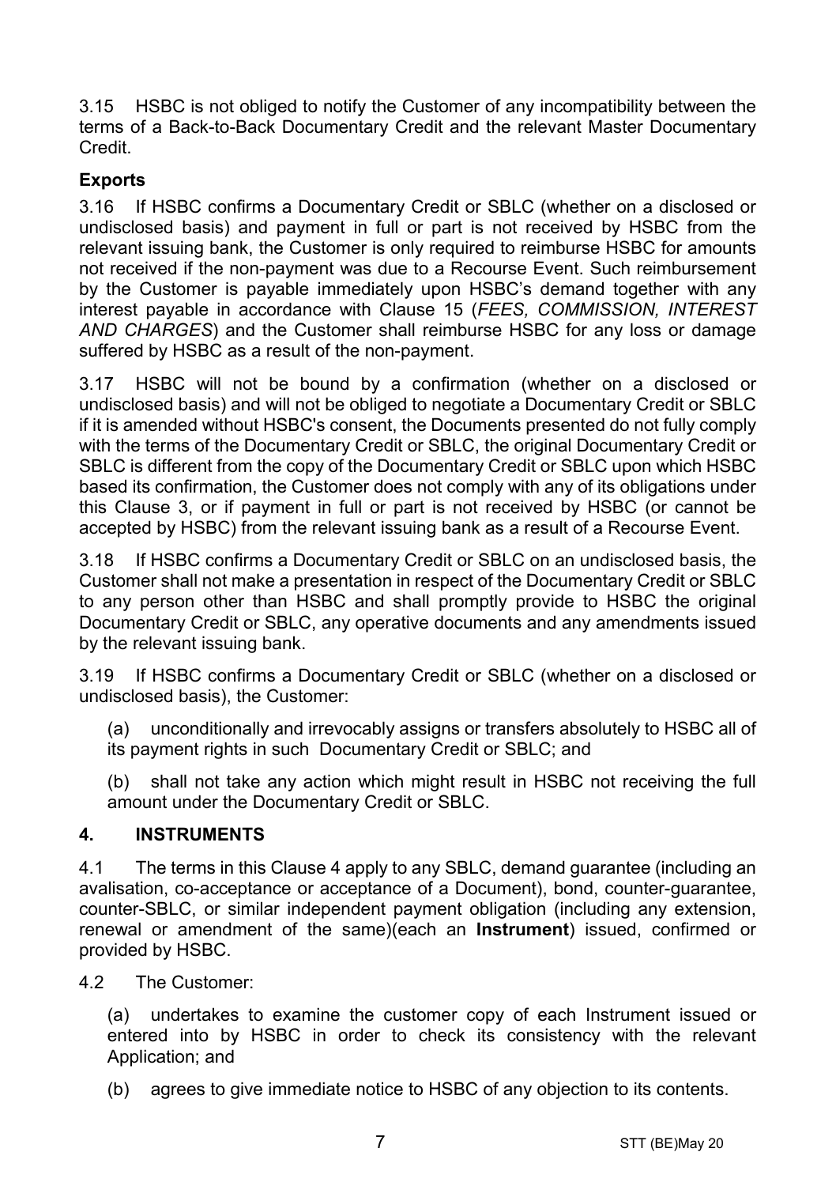3.15 HSBC is not obliged to notify the Customer of any incompatibility between the terms of a Back-to-Back Documentary Credit and the relevant Master Documentary Credit.

**Exports**

3.16 If HSBC confirms a Documentary Credit or SBLC (whether on a disclosed or undisclosed basis) and payment in full or part is not received by HSBC from the relevant issuing bank, the Customer is only required to reimburse HSBC for amounts not received if the non-payment was due to a Recourse Event. Such reimbursement by the Customer is payable immediately upon HSBC's demand together with any interest payable in accordance with Clause 15 (*FEES, COMMISSION, INTEREST AND CHARGES*) and the Customer shall reimburse HSBC for any loss or damage suffered by HSBC as a result of the non-payment.

3.17 HSBC will not be bound by a confirmation (whether on a disclosed or undisclosed basis) and will not be obliged to negotiate a Documentary Credit or SBLC if it is amended without HSBC's consent, the Documents presented do not fully comply with the terms of the Documentary Credit or SBLC, the original Documentary Credit or SBLC is different from the copy of the Documentary Credit or SBLC upon which HSBC based its confirmation, the Customer does not comply with any of its obligations under this Clause 3, or if payment in full or part is not received by HSBC (or cannot be accepted by HSBC) from the relevant issuing bank as a result of a Recourse Event.

3.18 If HSBC confirms a Documentary Credit or SBLC on an undisclosed basis, the Customer shall not make a presentation in respect of the Documentary Credit or SBLC to any person other than HSBC and shall promptly provide to HSBC the original Documentary Credit or SBLC, any operative documents and any amendments issued by the relevant issuing bank.

3.19 If HSBC confirms a Documentary Credit or SBLC (whether on a disclosed or undisclosed basis), the Customer:

(a) unconditionally and irrevocably assigns or transfers absolutely to HSBC all of its payment rights in such Documentary Credit or SBLC; and

(b) shall not take any action which might result in HSBC not receiving the full amount under the Documentary Credit or SBLC.

## 4. INSTRUMENTS

4.1 The terms in this Clause 4 apply to any SBLC, demand guarantee (including an avalisation, co-acceptance or acceptance of a Document), bond, counter-guarantee, counter-SBLC, or similar independent payment obligation (including any extension, renewal or amendment of the same)(each an **Instrument**) issued, confirmed or provided by HSBC.

4.2 The Customer:

(a) undertakes to examine the customer copy of each Instrument issued or entered into by HSBC in order to check its consistency with the relevant Application; and

(b) agrees to give immediate notice to HSBC of any objection to its contents.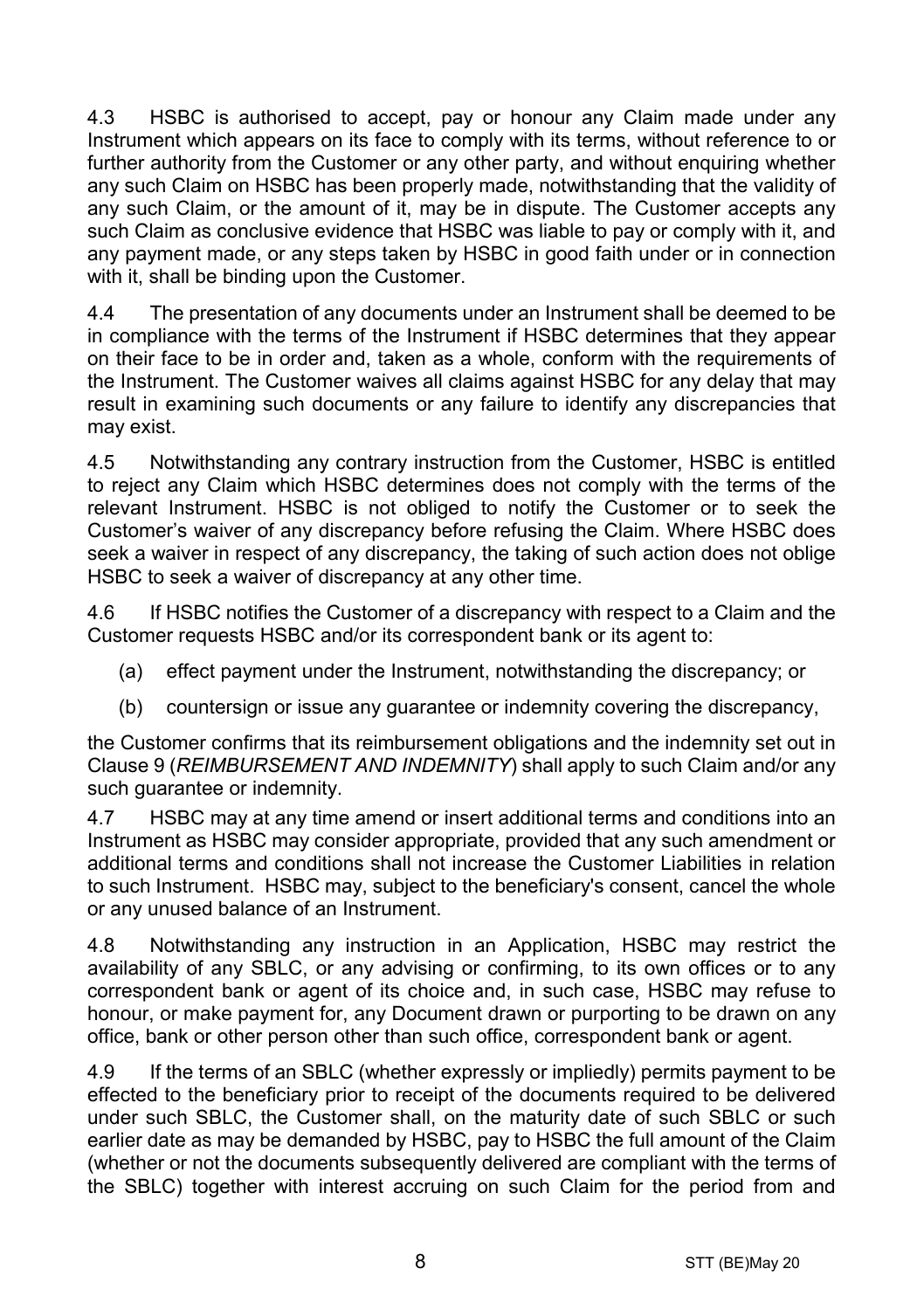4.3 HSBC is authorised to accept, pay or honour any Claim made under any Instrument which appears on its face to comply with its terms, without reference to or further authority from the Customer or any other party, and without enquiring whether any such Claim on HSBC has been properly made, notwithstanding that the validity of any such Claim, or the amount of it, may be in dispute. The Customer accepts any such Claim as conclusive evidence that HSBC was liable to pay or comply with it, and any payment made, or any steps taken by HSBC in good faith under or in connection with it, shall be binding upon the Customer.

4.4 The presentation of any documents under an Instrument shall be deemed to be in compliance with the terms of the Instrument if HSBC determines that they appear on their face to be in order and, taken as a whole, conform with the requirements of the Instrument. The Customer waives all claims against HSBC for any delay that may result in examining such documents or any failure to identify any discrepancies that may exist.

4.5 Notwithstanding any contrary instruction from the Customer, HSBC is entitled to reject any Claim which HSBC determines does not comply with the terms of the relevant Instrument. HSBC is not obliged to notify the Customer or to seek the Customer's waiver of any discrepancy before refusing the Claim. Where HSBC does seek a waiver in respect of any discrepancy, the taking of such action does not oblige HSBC to seek a waiver of discrepancy at any other time.

4.6 If HSBC notifies the Customer of a discrepancy with respect to a Claim and the Customer requests HSBC and/or its correspondent bank or its agent to:

(a) effect payment under the Instrument, notwithstanding the discrepancy; or

(b) countersign or issue any guarantee or indemnity covering the discrepancy,

the Customer confirms that its reimbursement obligations and the indemnity set out in Clause 9 (*REIMBURSEMENT AND INDEMNITY*) shall apply to such Claim and/or any such guarantee or indemnity.

4.7 HSBC may at any time amend or insert additional terms and conditions into an Instrument as HSBC may consider appropriate, provided that any such amendment or additional terms and conditions shall not increase the Customer Liabilities in relation to such Instrument. HSBC may, subject to the beneficiary's consent, cancel the whole or any unused balance of an Instrument.

4.8 Notwithstanding any instruction in an Application, HSBC may restrict the availability of any SBLC, or any advising or confirming, to its own offices or to any correspondent bank or agent of its choice and, in such case, HSBC may refuse to honour, or make payment for, any Document drawn or purporting to be drawn on any office, bank or other person other than such office, correspondent bank or agent.

4.9 If the terms of an SBLC (whether expressly or impliedly) permits payment to be effected to the beneficiary prior to receipt of the documents required to be delivered under such SBLC, the Customer shall, on the maturity date of such SBLC or such earlier date as may be demanded by HSBC, pay to HSBC the full amount of the Claim (whether or not the documents subsequently delivered are compliant with the terms of the SBLC) together with interest accruing on such Claim for the period from and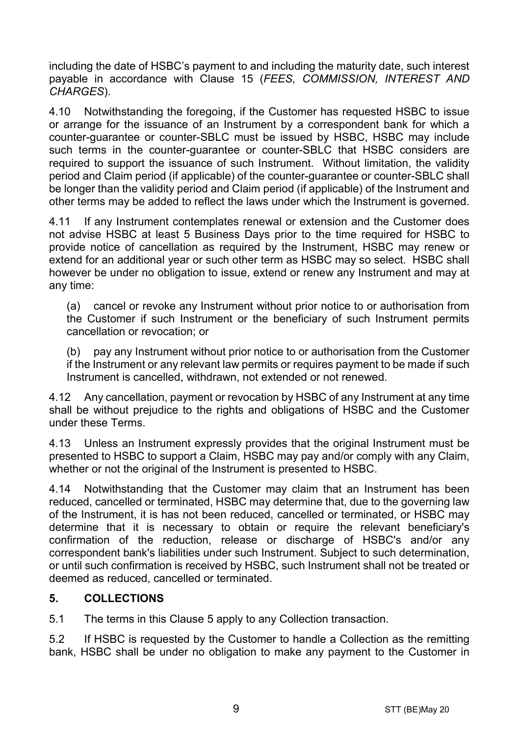including the date of HSBC's payment to and including the maturity date, such interest payable in accordance with Clause 15 (*FEES, COMMISSION, INTEREST AND CHARGES*).

4.10 Notwithstanding the foregoing, if the Customer has requested HSBC to issue or arrange for the issuance of an Instrument by a correspondent bank for which a counter-guarantee or counter-SBLC must be issued by HSBC, HSBC may include such terms in the counter-guarantee or counter-SBLC that HSBC considers are required to support the issuance of such Instrument. Without limitation, the validity period and Claim period (if applicable) of the counter-guarantee or counter-SBLC shall be longer than the validity period and Claim period (if applicable) of the Instrument and other terms may be added to reflect the laws under which the Instrument is governed.

4.11 If any Instrument contemplates renewal or extension and the Customer does not advise HSBC at least 5 Business Days prior to the time required for HSBC to provide notice of cancellation as required by the Instrument, HSBC may renew or extend for an additional year or such other term as HSBC may so select. HSBC shall however be under no obligation to issue, extend or renew any Instrument and may at any time:

(a) cancel or revoke any Instrument without prior notice to or authorisation from the Customer if such Instrument or the beneficiary of such Instrument permits cancellation or revocation; or

(b) pay any Instrument without prior notice to or authorisation from the Customer if the Instrument or any relevant law permits or requires payment to be made if such Instrument is cancelled, withdrawn, not extended or not renewed.

4.12 Any cancellation, payment or revocation by HSBC of any Instrument at any time shall be without prejudice to the rights and obligations of HSBC and the Customer under these Terms.

4.13 Unless an Instrument expressly provides that the original Instrument must be presented to HSBC to support a Claim, HSBC may pay and/or comply with any Claim, whether or not the original of the Instrument is presented to HSBC.

4.14 Notwithstanding that the Customer may claim that an Instrument has been reduced, cancelled or terminated, HSBC may determine that, due to the governing law of the Instrument, it is has not been reduced, cancelled or terminated, or HSBC may determine that it is necessary to obtain or require the relevant beneficiary's confirmation of the reduction, release or discharge of HSBC's and/or any correspondent bank's liabilities under such Instrument. Subject to such determination, or until such confirmation is received by HSBC, such Instrument shall not be treated or deemed as reduced, cancelled or terminated.

## 5. COLLECTIONS

5.1 The terms in this Clause 5 apply to any Collection transaction.

5.2 If HSBC is requested by the Customer to handle a Collection as the remitting bank, HSBC shall be under no obligation to make any payment to the Customer in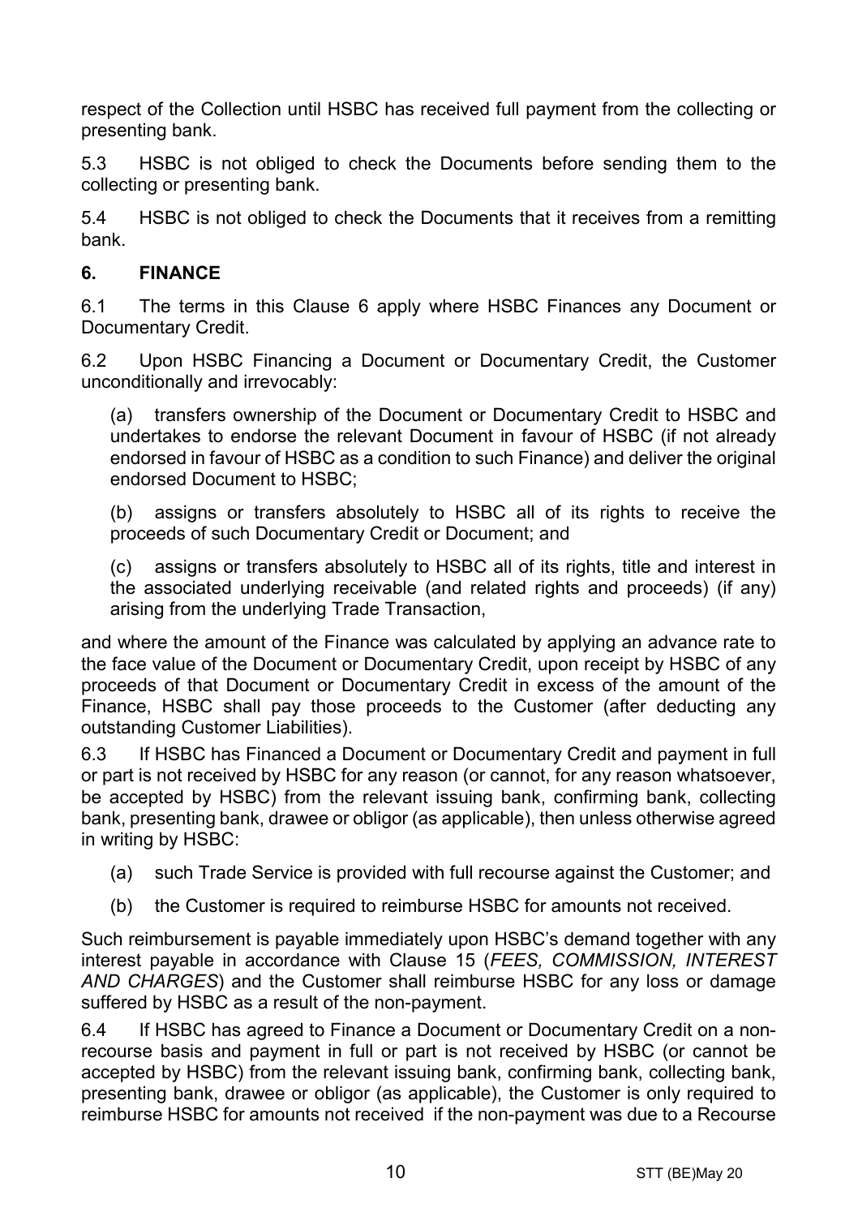respect of the Collection until HSBC has received full payment from the collecting or presenting bank.

5.3 HSBC is not obliged to check the Documents before sending them to the collecting or presenting bank.

5.4 HSBC is not obliged to check the Documents that it receives from a remitting bank.

## 6. FINANCE

6.1 The terms in this Clause 6 apply where HSBC Finances any Document or Documentary Credit.

6.2 Upon HSBC Financing a Document or Documentary Credit, the Customer unconditionally and irrevocably:

(a) transfers ownership of the Document or Documentary Credit to HSBC and undertakes to endorse the relevant Document in favour of HSBC (if not already endorsed in favour of HSBC as a condition to such Finance) and deliver the original endorsed Document to HSBC;

(b) assigns or transfers absolutely to HSBC all of its rights to receive the proceeds of such Documentary Credit or Document; and

(c) assigns or transfers absolutely to HSBC all of its rights, title and interest in the associated underlying receivable (and related rights and proceeds) (if any) arising from the underlying Trade Transaction,

and where the amount of the Finance was calculated by applying an advance rate to the face value of the Document or Documentary Credit, upon receipt by HSBC of any proceeds of that Document or Documentary Credit in excess of the amount of the Finance, HSBC shall pay those proceeds to the Customer (after deducting any outstanding Customer Liabilities).

6.3 If HSBC has Financed a Document or Documentary Credit and payment in full or part is not received by HSBC for any reason (or cannot, for any reason whatsoever, be accepted by HSBC) from the relevant issuing bank, confirming bank, collecting bank, presenting bank, drawee or obligor (as applicable), then unless otherwise agreed in writing by HSBC:

(a) such Trade Service is provided with full recourse against the Customer; and

(b) the Customer is required to reimburse HSBC for amounts not received.

Such reimbursement is payable immediately upon HSBC's demand together with any interest payable in accordance with Clause 15 (*FEES, COMMISSION, INTEREST AND CHARGES*) and the Customer shall reimburse HSBC for any loss or damage suffered by HSBC as a result of the non-payment.

6.4 If HSBC has agreed to Finance a Document or Documentary Credit on a non-recourse basis and payment in full or part is not received by HSBC (or cannot be accepted by HSBC) from the relevant issuing bank, confirming bank, collecting bank, presenting bank, drawee or obligor (as applicable), the Customer is only required to reimburse HSBC for amounts not received if the non-payment was due to a Recourse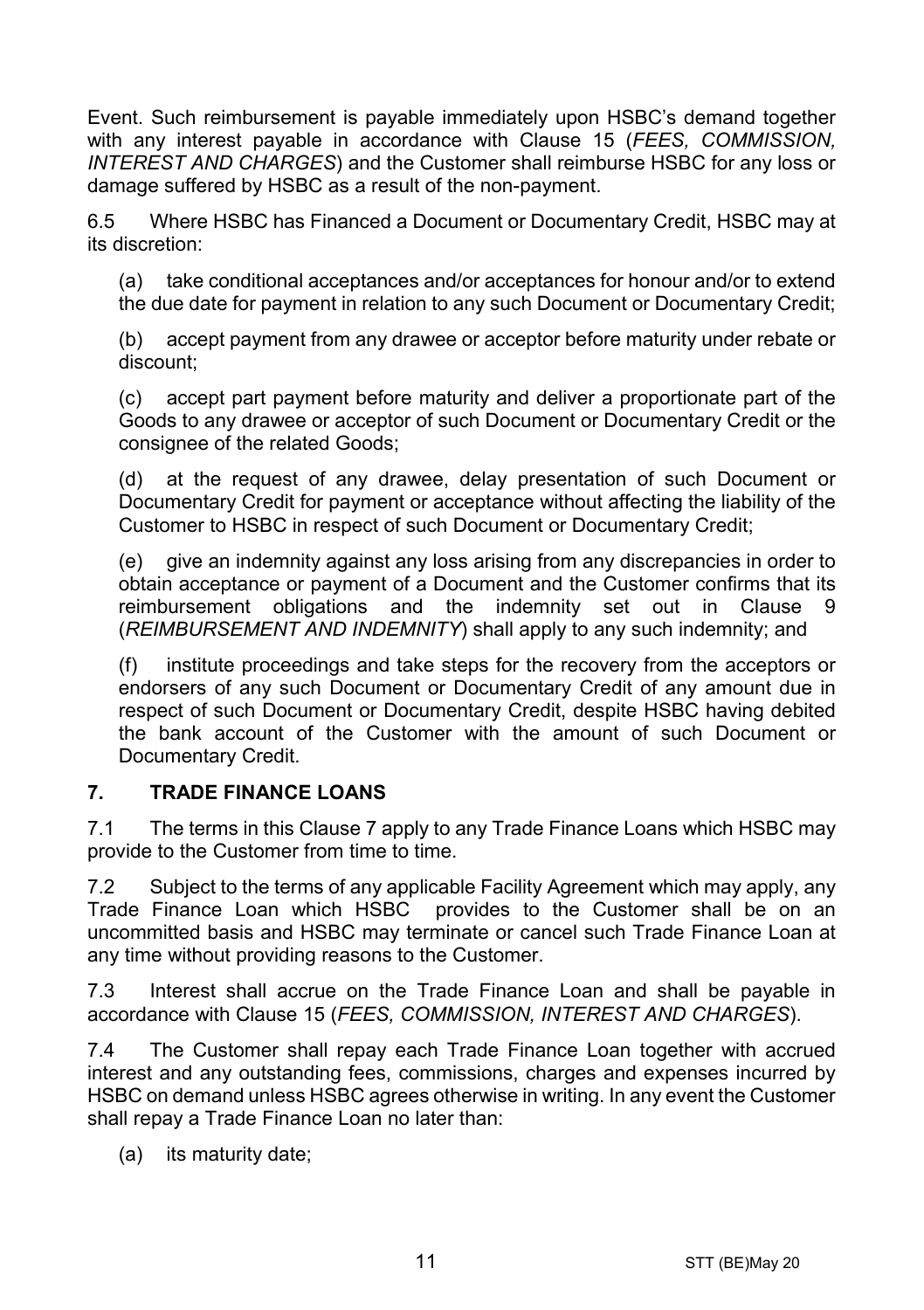Event. Such reimbursement is payable immediately upon HSBC's demand together with any interest payable in accordance with Clause 15 (*FEES, COMMISSION, INTEREST AND CHARGES*) and the Customer shall reimburse HSBC for any loss or damage suffered by HSBC as a result of the non-payment.

6.5 Where HSBC has Financed a Document or Documentary Credit, HSBC may at its discretion:

(a) take conditional acceptances and/or acceptances for honour and/or to extend the due date for payment in relation to any such Document or Documentary Credit;

(b) accept payment from any drawee or acceptor before maturity under rebate or discount;

(c) accept part payment before maturity and deliver a proportionate part of the Goods to any drawee or acceptor of such Document or Documentary Credit or the consignee of the related Goods;

(d) at the request of any drawee, delay presentation of such Document or Documentary Credit for payment or acceptance without affecting the liability of the Customer to HSBC in respect of such Document or Documentary Credit;

(e) give an indemnity against any loss arising from any discrepancies in order to obtain acceptance or payment of a Document and the Customer confirms that its reimbursement obligations and the indemnity set out in Clause 9 (*REIMBURSEMENT AND INDEMNITY*) shall apply to any such indemnity; and

(f) institute proceedings and take steps for the recovery from the acceptors or endorsers of any such Document or Documentary Credit of any amount due in respect of such Document or Documentary Credit, despite HSBC having debited the bank account of the Customer with the amount of such Document or Documentary Credit.

## 7. TRADE FINANCE LOANS

7.1 The terms in this Clause 7 apply to any Trade Finance Loans which HSBC may provide to the Customer from time to time.

7.2 Subject to the terms of any applicable Facility Agreement which may apply, any Trade Finance Loan which HSBC provides to the Customer shall be on an uncommitted basis and HSBC may terminate or cancel such Trade Finance Loan at any time without providing reasons to the Customer.

7.3 Interest shall accrue on the Trade Finance Loan and shall be payable in accordance with Clause 15 (*FEES, COMMISSION, INTEREST AND CHARGES*).

7.4 The Customer shall repay each Trade Finance Loan together with accrued interest and any outstanding fees, commissions, charges and expenses incurred by HSBC on demand unless HSBC agrees otherwise in writing. In any event the Customer shall repay a Trade Finance Loan no later than:

(a) its maturity date;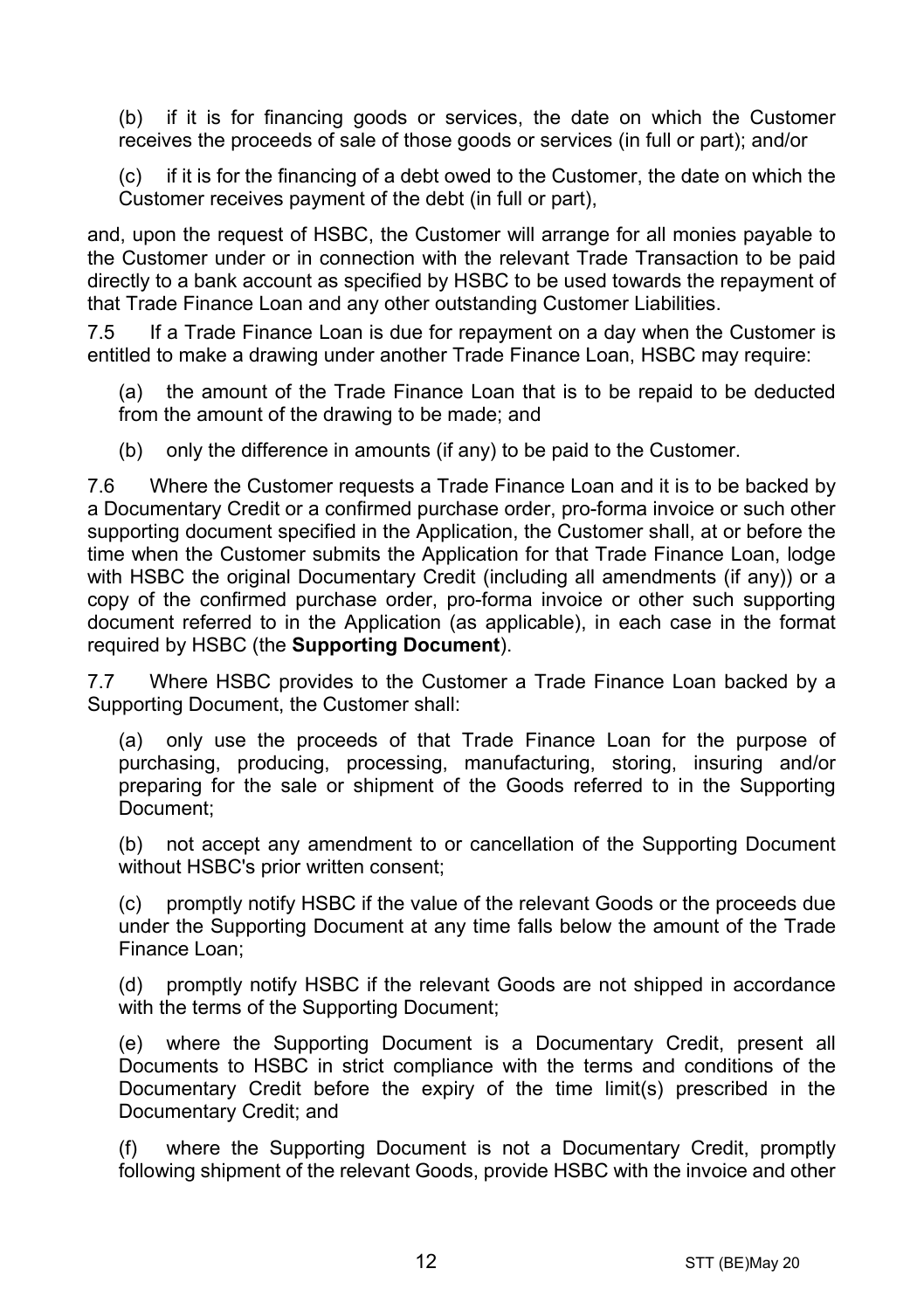(b) if it is for financing goods or services, the date on which the Customer receives the proceeds of sale of those goods or services (in full or part); and/or

(c) if it is for the financing of a debt owed to the Customer, the date on which the Customer receives payment of the debt (in full or part),

and, upon the request of HSBC, the Customer will arrange for all monies payable to the Customer under or in connection with the relevant Trade Transaction to be paid directly to a bank account as specified by HSBC to be used towards the repayment of that Trade Finance Loan and any other outstanding Customer Liabilities.

7.5 If a Trade Finance Loan is due for repayment on a day when the Customer is entitled to make a drawing under another Trade Finance Loan, HSBC may require:

(a) the amount of the Trade Finance Loan that is to be repaid to be deducted from the amount of the drawing to be made; and

(b) only the difference in amounts (if any) to be paid to the Customer.

7.6 Where the Customer requests a Trade Finance Loan and it is to be backed by a Documentary Credit or a confirmed purchase order, pro-forma invoice or such other supporting document specified in the Application, the Customer shall, at or before the time when the Customer submits the Application for that Trade Finance Loan, lodge with HSBC the original Documentary Credit (including all amendments (if any)) or a copy of the confirmed purchase order, pro-forma invoice or other such supporting document referred to in the Application (as applicable), in each case in the format required by HSBC (the **Supporting Document**).

7.7 Where HSBC provides to the Customer a Trade Finance Loan backed by a Supporting Document, the Customer shall:

(a) only use the proceeds of that Trade Finance Loan for the purpose of purchasing, producing, processing, manufacturing, storing, insuring and/or preparing for the sale or shipment of the Goods referred to in the Supporting Document;

(b) not accept any amendment to or cancellation of the Supporting Document without HSBC's prior written consent;

(c) promptly notify HSBC if the value of the relevant Goods or the proceeds due under the Supporting Document at any time falls below the amount of the Trade Finance Loan;

(d) promptly notify HSBC if the relevant Goods are not shipped in accordance with the terms of the Supporting Document;

(e) where the Supporting Document is a Documentary Credit, present all Documents to HSBC in strict compliance with the terms and conditions of the Documentary Credit before the expiry of the time limit(s) prescribed in the Documentary Credit; and

(f) where the Supporting Document is not a Documentary Credit, promptly following shipment of the relevant Goods, provide HSBC with the invoice and other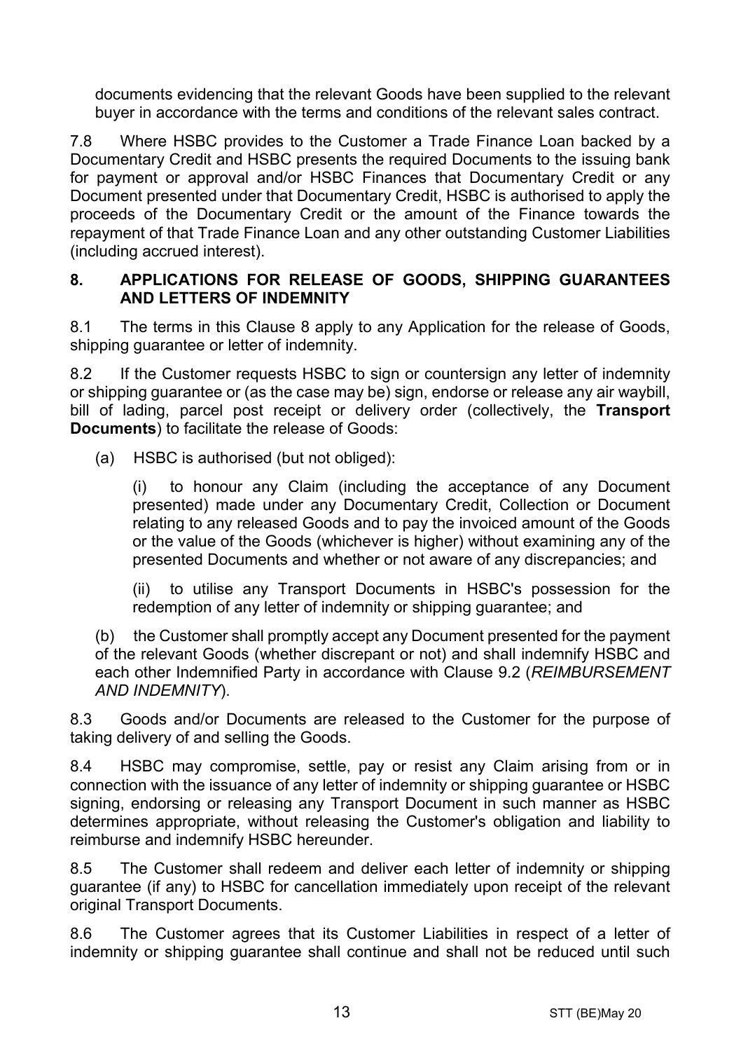documents evidencing that the relevant Goods have been supplied to the relevant buyer in accordance with the terms and conditions of the relevant sales contract.

7.8 Where HSBC provides to the Customer a Trade Finance Loan backed by a Documentary Credit and HSBC presents the required Documents to the issuing bank for payment or approval and/or HSBC Finances that Documentary Credit or any Document presented under that Documentary Credit, HSBC is authorised to apply the proceeds of the Documentary Credit or the amount of the Finance towards the repayment of that Trade Finance Loan and any other outstanding Customer Liabilities (including accrued interest).

## 8. APPLICATIONS FOR RELEASE OF GOODS, SHIPPING GUARANTEES AND LETTERS OF INDEMNITY

8.1 The terms in this Clause 8 apply to any Application for the release of Goods, shipping guarantee or letter of indemnity.

8.2 If the Customer requests HSBC to sign or countersign any letter of indemnity or shipping guarantee or (as the case may be) sign, endorse or release any air waybill, bill of lading, parcel post receipt or delivery order (collectively, the **Transport Documents**) to facilitate the release of Goods:

(a) HSBC is authorised (but not obliged):

(i) to honour any Claim (including the acceptance of any Document presented) made under any Documentary Credit, Collection or Document relating to any released Goods and to pay the invoiced amount of the Goods or the value of the Goods (whichever is higher) without examining any of the presented Documents and whether or not aware of any discrepancies; and

(ii) to utilise any Transport Documents in HSBC's possession for the redemption of any letter of indemnity or shipping guarantee; and

(b) the Customer shall promptly accept any Document presented for the payment of the relevant Goods (whether discrepant or not) and shall indemnify HSBC and each other Indemnified Party in accordance with Clause 9.2 (*REIMBURSEMENT AND INDEMNITY*).

8.3 Goods and/or Documents are released to the Customer for the purpose of taking delivery of and selling the Goods.

8.4 HSBC may compromise, settle, pay or resist any Claim arising from or in connection with the issuance of any letter of indemnity or shipping guarantee or HSBC signing, endorsing or releasing any Transport Document in such manner as HSBC determines appropriate, without releasing the Customer's obligation and liability to reimburse and indemnify HSBC hereunder.

8.5 The Customer shall redeem and deliver each letter of indemnity or shipping guarantee (if any) to HSBC for cancellation immediately upon receipt of the relevant original Transport Documents.

8.6 The Customer agrees that its Customer Liabilities in respect of a letter of indemnity or shipping guarantee shall continue and shall not be reduced until such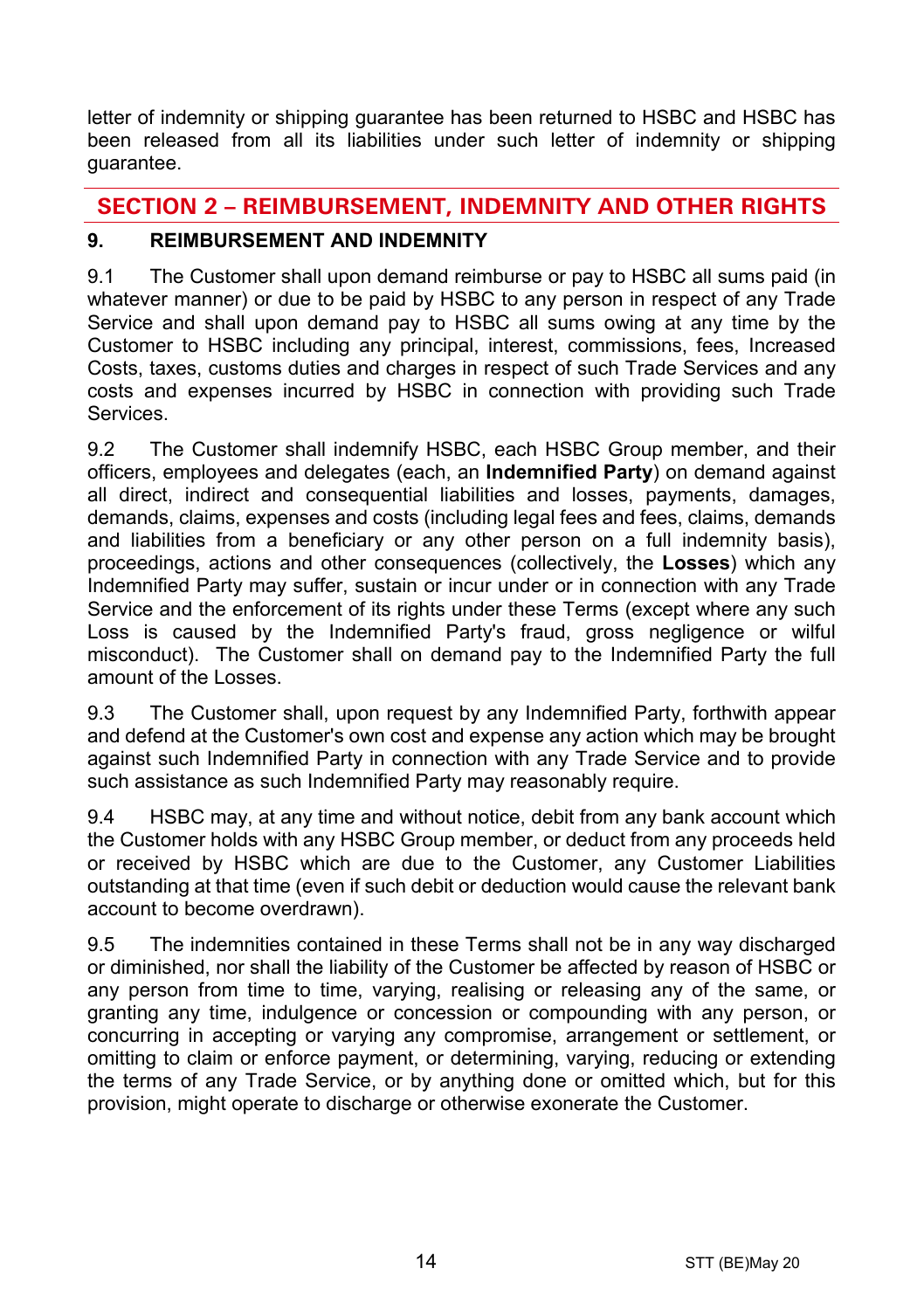letter of indemnity or shipping guarantee has been returned to HSBC and HSBC has been released from all its liabilities under such letter of indemnity or shipping guarantee.

## SECTION 2 – REIMBURSEMENT, INDEMNITY AND OTHER RIGHTS

### 9. REIMBURSEMENT AND INDEMNITY

9.1 The Customer shall upon demand reimburse or pay to HSBC all sums paid (in whatever manner) or due to be paid by HSBC to any person in respect of any Trade Service and shall upon demand pay to HSBC all sums owing at any time by the Customer to HSBC including any principal, interest, commissions, fees, Increased Costs, taxes, customs duties and charges in respect of such Trade Services and any costs and expenses incurred by HSBC in connection with providing such Trade Services.

9.2 The Customer shall indemnify HSBC, each HSBC Group member, and their officers, employees and delegates (each, an **Indemnified Party**) on demand against all direct, indirect and consequential liabilities and losses, payments, damages, demands, claims, expenses and costs (including legal fees and fees, claims, demands and liabilities from a beneficiary or any other person on a full indemnity basis), proceedings, actions and other consequences (collectively, the **Losses**) which any Indemnified Party may suffer, sustain or incur under or in connection with any Trade Service and the enforcement of its rights under these Terms (except where any such Loss is caused by the Indemnified Party's fraud, gross negligence or wilful misconduct). The Customer shall on demand pay to the Indemnified Party the full amount of the Losses.

9.3 The Customer shall, upon request by any Indemnified Party, forthwith appear and defend at the Customer's own cost and expense any action which may be brought against such Indemnified Party in connection with any Trade Service and to provide such assistance as such Indemnified Party may reasonably require.

9.4 HSBC may, at any time and without notice, debit from any bank account which the Customer holds with any HSBC Group member, or deduct from any proceeds held or received by HSBC which are due to the Customer, any Customer Liabilities outstanding at that time (even if such debit or deduction would cause the relevant bank account to become overdrawn).

9.5 The indemnities contained in these Terms shall not be in any way discharged or diminished, nor shall the liability of the Customer be affected by reason of HSBC or any person from time to time, varying, realising or releasing any of the same, or granting any time, indulgence or concession or compounding with any person, or concurring in accepting or varying any compromise, arrangement or settlement, or omitting to claim or enforce payment, or determining, varying, reducing or extending the terms of any Trade Service, or by anything done or omitted which, but for this provision, might operate to discharge or otherwise exonerate the Customer.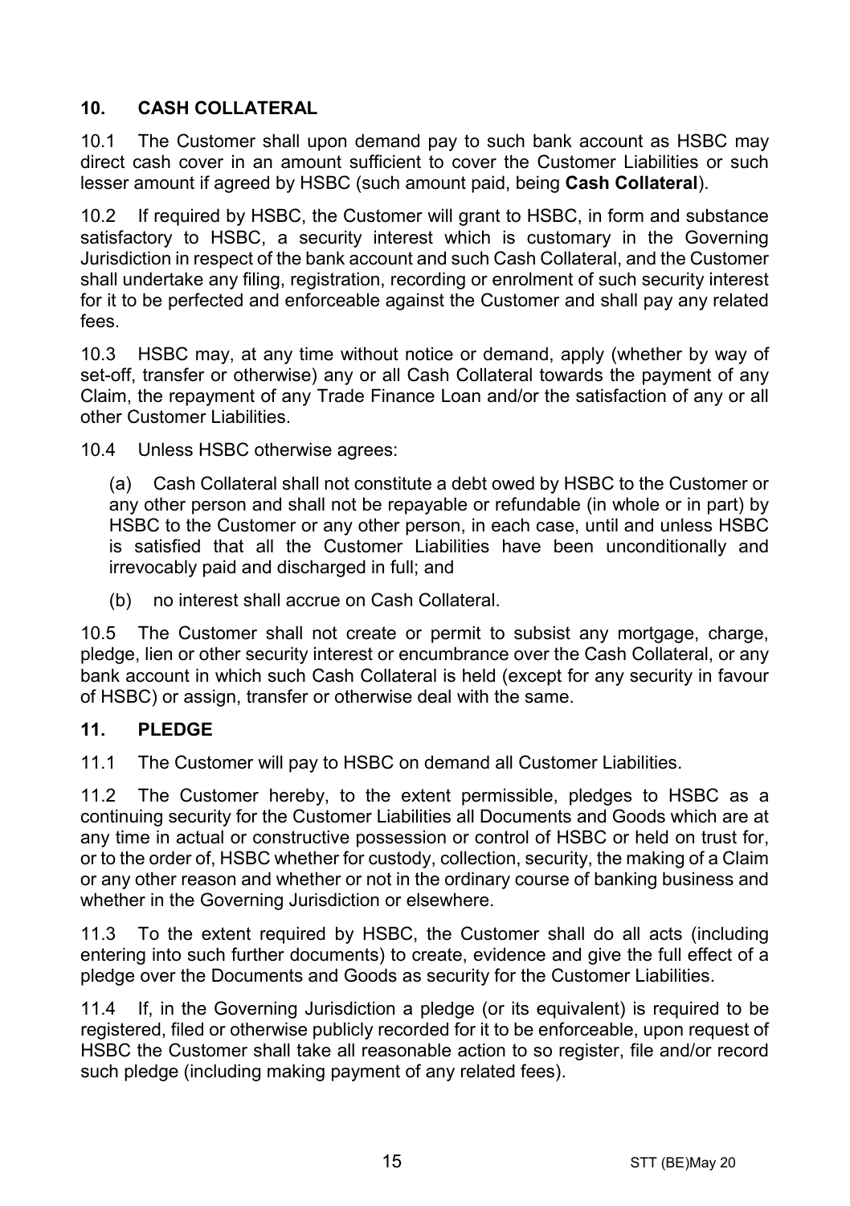## 10. CASH COLLATERAL

10.1 The Customer shall upon demand pay to such bank account as HSBC may direct cash cover in an amount sufficient to cover the Customer Liabilities or such lesser amount if agreed by HSBC (such amount paid, being **Cash Collateral**).

10.2 If required by HSBC, the Customer will grant to HSBC, in form and substance satisfactory to HSBC, a security interest which is customary in the Governing Jurisdiction in respect of the bank account and such Cash Collateral, and the Customer shall undertake any filing, registration, recording or enrolment of such security interest for it to be perfected and enforceable against the Customer and shall pay any related fees.

10.3 HSBC may, at any time without notice or demand, apply (whether by way of set-off, transfer or otherwise) any or all Cash Collateral towards the payment of any Claim, the repayment of any Trade Finance Loan and/or the satisfaction of any or all other Customer Liabilities.

10.4 Unless HSBC otherwise agrees:

(a) Cash Collateral shall not constitute a debt owed by HSBC to the Customer or any other person and shall not be repayable or refundable (in whole or in part) by HSBC to the Customer or any other person, in each case, until and unless HSBC is satisfied that all the Customer Liabilities have been unconditionally and irrevocably paid and discharged in full; and

(b) no interest shall accrue on Cash Collateral.

10.5 The Customer shall not create or permit to subsist any mortgage, charge, pledge, lien or other security interest or encumbrance over the Cash Collateral, or any bank account in which such Cash Collateral is held (except for any security in favour of HSBC) or assign, transfer or otherwise deal with the same.

## 11. PLEDGE

11.1 The Customer will pay to HSBC on demand all Customer Liabilities.

11.2 The Customer hereby, to the extent permissible, pledges to HSBC as a continuing security for the Customer Liabilities all Documents and Goods which are at any time in actual or constructive possession or control of HSBC or held on trust for, or to the order of, HSBC whether for custody, collection, security, the making of a Claim or any other reason and whether or not in the ordinary course of banking business and whether in the Governing Jurisdiction or elsewhere.

11.3 To the extent required by HSBC, the Customer shall do all acts (including entering into such further documents) to create, evidence and give the full effect of a pledge over the Documents and Goods as security for the Customer Liabilities.

11.4 If, in the Governing Jurisdiction a pledge (or its equivalent) is required to be registered, filed or otherwise publicly recorded for it to be enforceable, upon request of HSBC the Customer shall take all reasonable action to so register, file and/or record such pledge (including making payment of any related fees).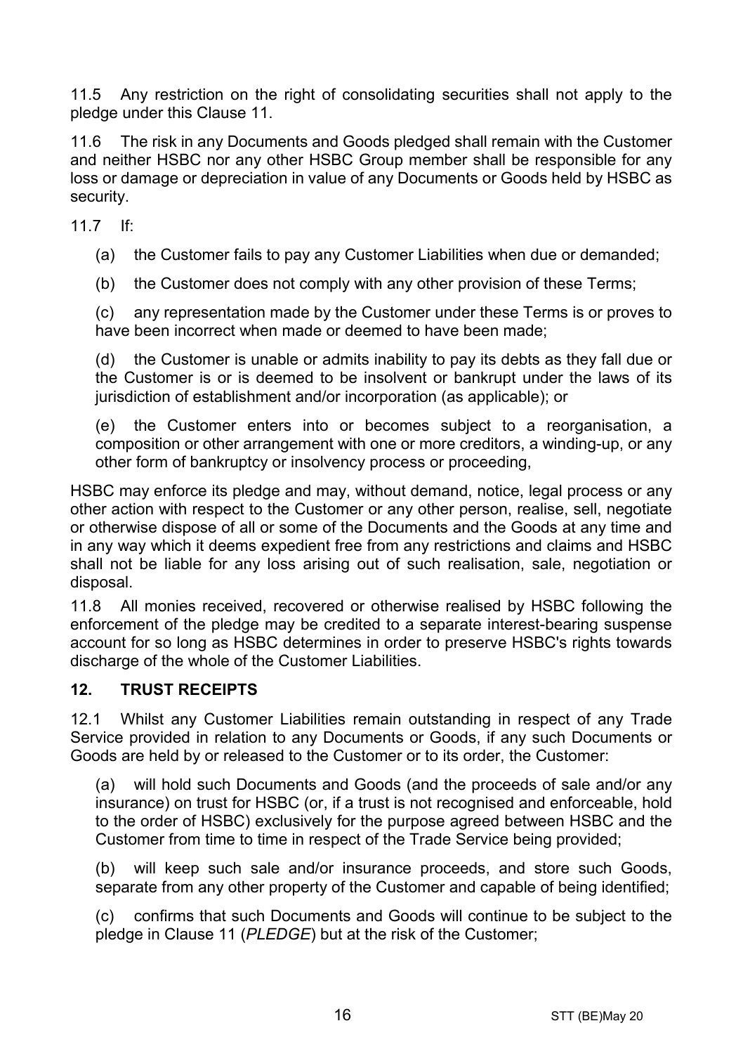11.5 Any restriction on the right of consolidating securities shall not apply to the pledge under this Clause 11.

11.6 The risk in any Documents and Goods pledged shall remain with the Customer and neither HSBC nor any other HSBC Group member shall be responsible for any loss or damage or depreciation in value of any Documents or Goods held by HSBC as security.

11.7 If:

(a) the Customer fails to pay any Customer Liabilities when due or demanded;

(b) the Customer does not comply with any other provision of these Terms;

(c) any representation made by the Customer under these Terms is or proves to have been incorrect when made or deemed to have been made;

(d) the Customer is unable or admits inability to pay its debts as they fall due or the Customer is or is deemed to be insolvent or bankrupt under the laws of its jurisdiction of establishment and/or incorporation (as applicable); or

(e) the Customer enters into or becomes subject to a reorganisation, a composition or other arrangement with one or more creditors, a winding-up, or any other form of bankruptcy or insolvency process or proceeding,

HSBC may enforce its pledge and may, without demand, notice, legal process or any other action with respect to the Customer or any other person, realise, sell, negotiate or otherwise dispose of all or some of the Documents and the Goods at any time and in any way which it deems expedient free from any restrictions and claims and HSBC shall not be liable for any loss arising out of such realisation, sale, negotiation or disposal.

11.8 All monies received, recovered or otherwise realised by HSBC following the enforcement of the pledge may be credited to a separate interest-bearing suspense account for so long as HSBC determines in order to preserve HSBC's rights towards discharge of the whole of the Customer Liabilities.

## 12. TRUST RECEIPTS

12.1 Whilst any Customer Liabilities remain outstanding in respect of any Trade Service provided in relation to any Documents or Goods, if any such Documents or Goods are held by or released to the Customer or to its order, the Customer:

(a) will hold such Documents and Goods (and the proceeds of sale and/or any insurance) on trust for HSBC (or, if a trust is not recognised and enforceable, hold to the order of HSBC) exclusively for the purpose agreed between HSBC and the Customer from time to time in respect of the Trade Service being provided;

(b) will keep such sale and/or insurance proceeds, and store such Goods, separate from any other property of the Customer and capable of being identified;

(c) confirms that such Documents and Goods will continue to be subject to the pledge in Clause 11 (*PLEDGE*) but at the risk of the Customer;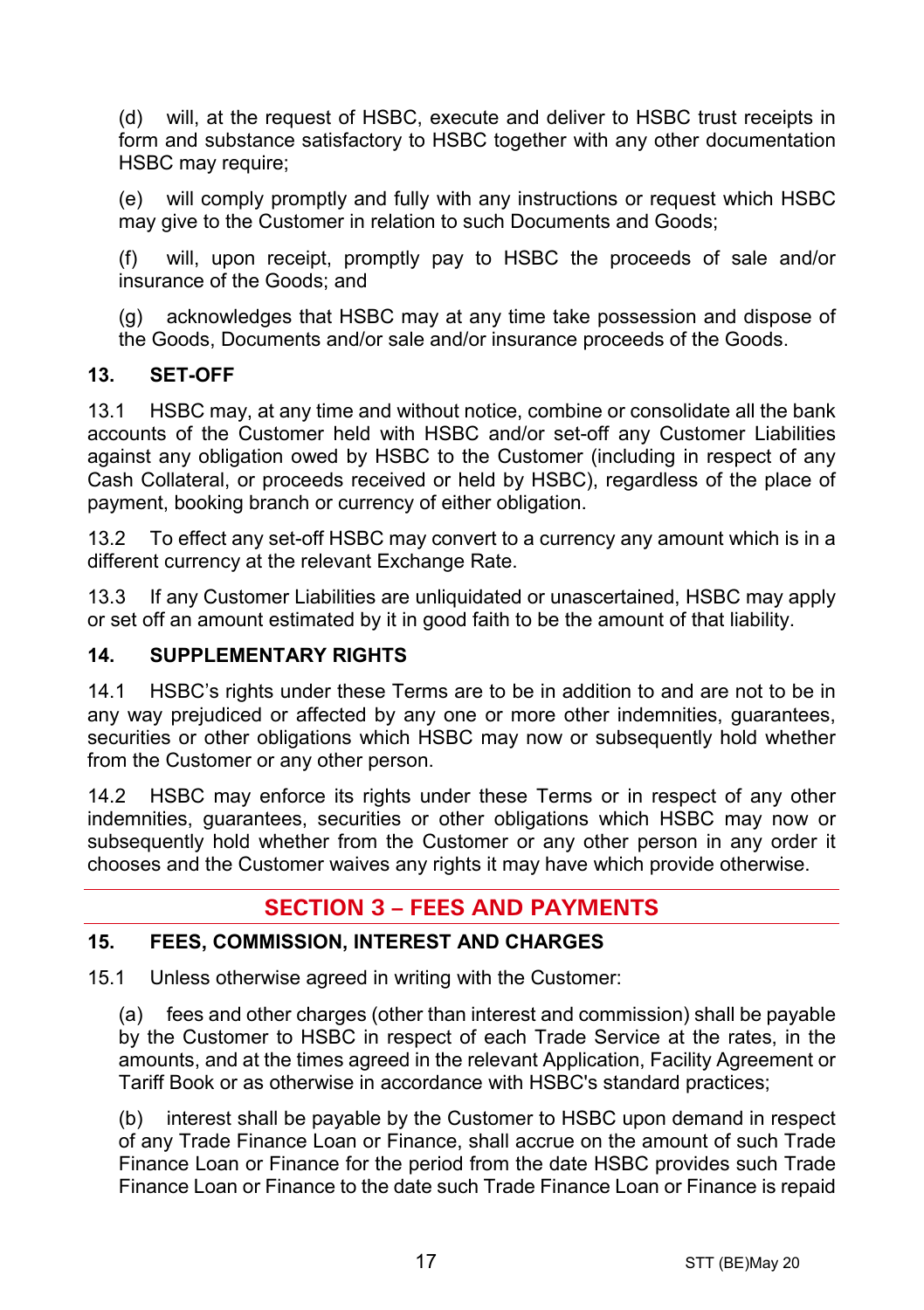(d) will, at the request of HSBC, execute and deliver to HSBC trust receipts in form and substance satisfactory to HSBC together with any other documentation HSBC may require;

(e) will comply promptly and fully with any instructions or request which HSBC may give to the Customer in relation to such Documents and Goods;

(f) will, upon receipt, promptly pay to HSBC the proceeds of sale and/or insurance of the Goods; and

(g) acknowledges that HSBC may at any time take possession and dispose of the Goods, Documents and/or sale and/or insurance proceeds of the Goods.

### 13. SET-OFF

13.1 HSBC may, at any time and without notice, combine or consolidate all the bank accounts of the Customer held with HSBC and/or set-off any Customer Liabilities against any obligation owed by HSBC to the Customer (including in respect of any Cash Collateral, or proceeds received or held by HSBC), regardless of the place of payment, booking branch or currency of either obligation.

13.2 To effect any set-off HSBC may convert to a currency any amount which is in a different currency at the relevant Exchange Rate.

13.3 If any Customer Liabilities are unliquidated or unascertained, HSBC may apply or set off an amount estimated by it in good faith to be the amount of that liability.

### 14. SUPPLEMENTARY RIGHTS

14.1 HSBC's rights under these Terms are to be in addition to and are not to be in any way prejudiced or affected by any one or more other indemnities, guarantees, securities or other obligations which HSBC may now or subsequently hold whether from the Customer or any other person.

14.2 HSBC may enforce its rights under these Terms or in respect of any other indemnities, guarantees, securities or other obligations which HSBC may now or subsequently hold whether from the Customer or any other person in any order it chooses and the Customer waives any rights it may have which provide otherwise.

## SECTION 3 – FEES AND PAYMENTS

### 15. FEES, COMMISSION, INTEREST AND CHARGES

15.1 Unless otherwise agreed in writing with the Customer:

(a) fees and other charges (other than interest and commission) shall be payable by the Customer to HSBC in respect of each Trade Service at the rates, in the amounts, and at the times agreed in the relevant Application, Facility Agreement or Tariff Book or as otherwise in accordance with HSBC's standard practices;

(b) interest shall be payable by the Customer to HSBC upon demand in respect of any Trade Finance Loan or Finance, shall accrue on the amount of such Trade Finance Loan or Finance for the period from the date HSBC provides such Trade Finance Loan or Finance to the date such Trade Finance Loan or Finance is repaid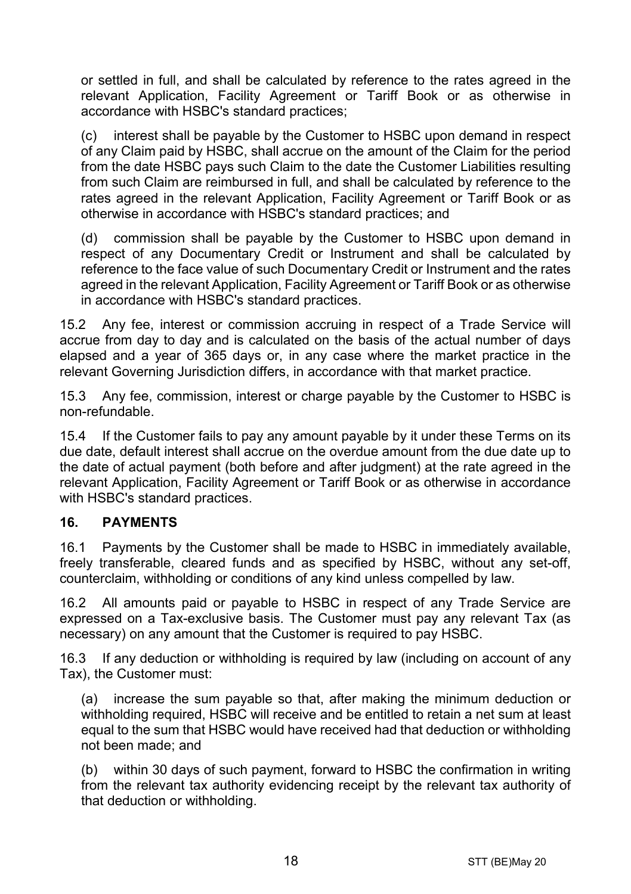or settled in full, and shall be calculated by reference to the rates agreed in the relevant Application, Facility Agreement or Tariff Book or as otherwise in accordance with HSBC's standard practices;

(c) interest shall be payable by the Customer to HSBC upon demand in respect of any Claim paid by HSBC, shall accrue on the amount of the Claim for the period from the date HSBC pays such Claim to the date the Customer Liabilities resulting from such Claim are reimbursed in full, and shall be calculated by reference to the rates agreed in the relevant Application, Facility Agreement or Tariff Book or as otherwise in accordance with HSBC's standard practices; and

(d) commission shall be payable by the Customer to HSBC upon demand in respect of any Documentary Credit or Instrument and shall be calculated by reference to the face value of such Documentary Credit or Instrument and the rates agreed in the relevant Application, Facility Agreement or Tariff Book or as otherwise in accordance with HSBC's standard practices.

15.2 Any fee, interest or commission accruing in respect of a Trade Service will accrue from day to day and is calculated on the basis of the actual number of days elapsed and a year of 365 days or, in any case where the market practice in the relevant Governing Jurisdiction differs, in accordance with that market practice.

15.3 Any fee, commission, interest or charge payable by the Customer to HSBC is non-refundable.

15.4 If the Customer fails to pay any amount payable by it under these Terms on its due date, default interest shall accrue on the overdue amount from the due date up to the date of actual payment (both before and after judgment) at the rate agreed in the relevant Application, Facility Agreement or Tariff Book or as otherwise in accordance with HSBC's standard practices.

## 16. PAYMENTS

16.1 Payments by the Customer shall be made to HSBC in immediately available, freely transferable, cleared funds and as specified by HSBC, without any set-off, counterclaim, withholding or conditions of any kind unless compelled by law.

16.2 All amounts paid or payable to HSBC in respect of any Trade Service are expressed on a Tax-exclusive basis. The Customer must pay any relevant Tax (as necessary) on any amount that the Customer is required to pay HSBC.

16.3 If any deduction or withholding is required by law (including on account of any Tax), the Customer must:

(a) increase the sum payable so that, after making the minimum deduction or withholding required, HSBC will receive and be entitled to retain a net sum at least equal to the sum that HSBC would have received had that deduction or withholding not been made; and

(b) within 30 days of such payment, forward to HSBC the confirmation in writing from the relevant tax authority evidencing receipt by the relevant tax authority of that deduction or withholding.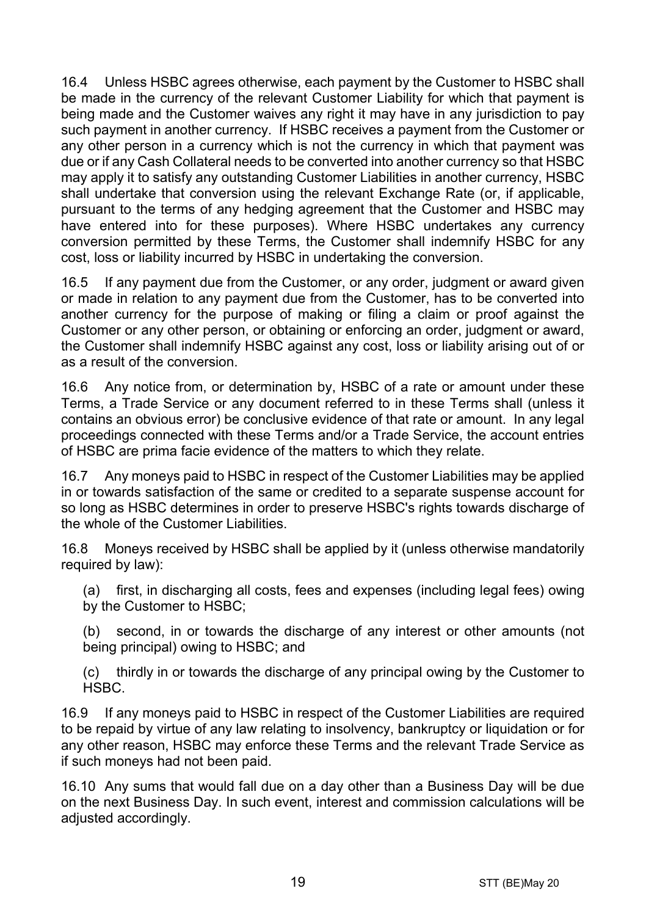16.4 Unless HSBC agrees otherwise, each payment by the Customer to HSBC shall be made in the currency of the relevant Customer Liability for which that payment is being made and the Customer waives any right it may have in any jurisdiction to pay such payment in another currency. If HSBC receives a payment from the Customer or any other person in a currency which is not the currency in which that payment was due or if any Cash Collateral needs to be converted into another currency so that HSBC may apply it to satisfy any outstanding Customer Liabilities in another currency, HSBC shall undertake that conversion using the relevant Exchange Rate (or, if applicable, pursuant to the terms of any hedging agreement that the Customer and HSBC may have entered into for these purposes). Where HSBC undertakes any currency conversion permitted by these Terms, the Customer shall indemnify HSBC for any cost, loss or liability incurred by HSBC in undertaking the conversion.

16.5 If any payment due from the Customer, or any order, judgment or award given or made in relation to any payment due from the Customer, has to be converted into another currency for the purpose of making or filing a claim or proof against the Customer or any other person, or obtaining or enforcing an order, judgment or award, the Customer shall indemnify HSBC against any cost, loss or liability arising out of or as a result of the conversion.

16.6 Any notice from, or determination by, HSBC of a rate or amount under these Terms, a Trade Service or any document referred to in these Terms shall (unless it contains an obvious error) be conclusive evidence of that rate or amount. In any legal proceedings connected with these Terms and/or a Trade Service, the account entries of HSBC are prima facie evidence of the matters to which they relate.

16.7 Any moneys paid to HSBC in respect of the Customer Liabilities may be applied in or towards satisfaction of the same or credited to a separate suspense account for so long as HSBC determines in order to preserve HSBC's rights towards discharge of the whole of the Customer Liabilities.

16.8 Moneys received by HSBC shall be applied by it (unless otherwise mandatorily required by law):

(a) first, in discharging all costs, fees and expenses (including legal fees) owing by the Customer to HSBC;

(b) second, in or towards the discharge of any interest or other amounts (not being principal) owing to HSBC; and

(c) thirdly in or towards the discharge of any principal owing by the Customer to HSBC.

16.9 If any moneys paid to HSBC in respect of the Customer Liabilities are required to be repaid by virtue of any law relating to insolvency, bankruptcy or liquidation or for any other reason, HSBC may enforce these Terms and the relevant Trade Service as if such moneys had not been paid.

16.10 Any sums that would fall due on a day other than a Business Day will be due on the next Business Day. In such event, interest and commission calculations will be adjusted accordingly.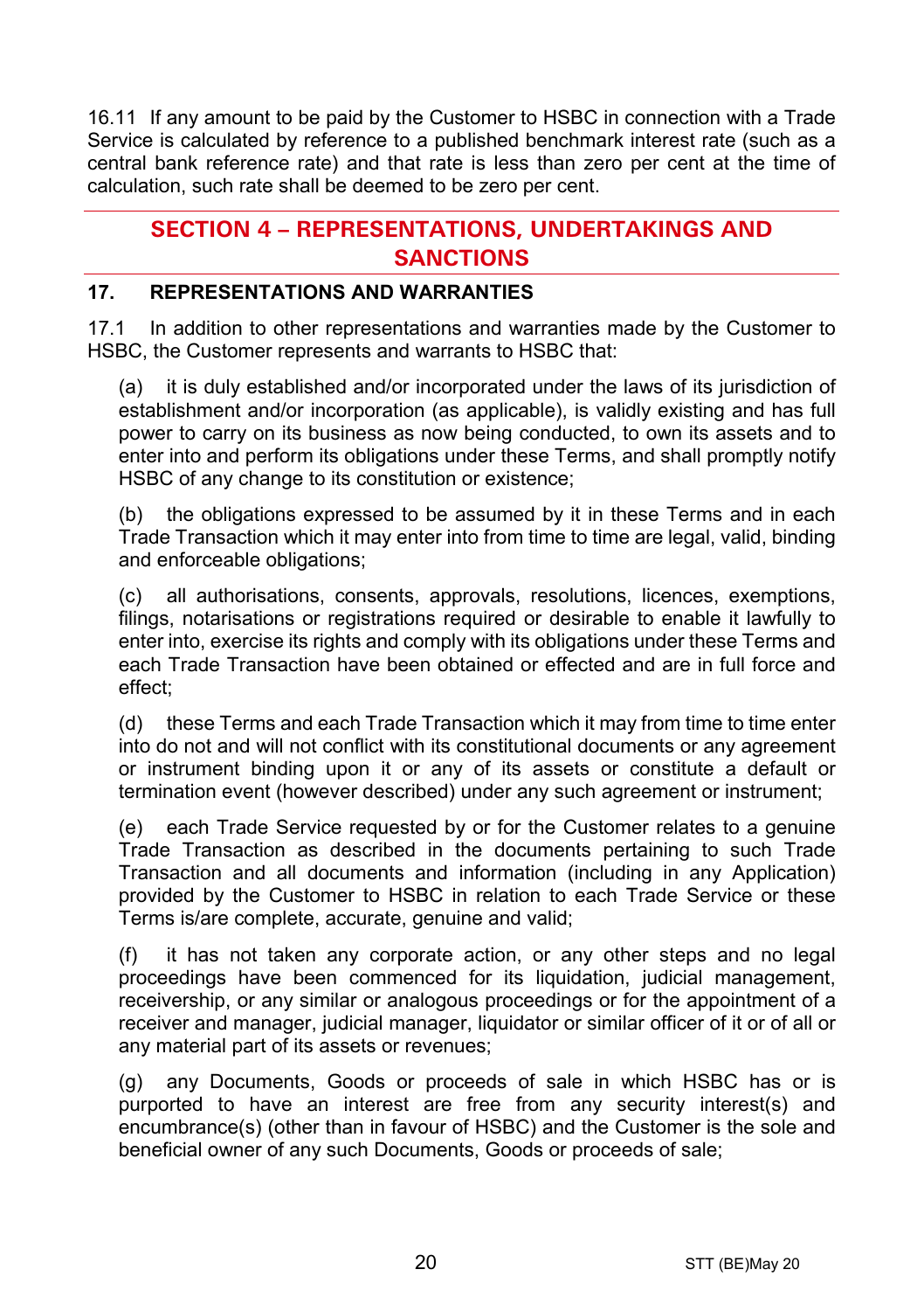16.11 If any amount to be paid by the Customer to HSBC in connection with a Trade Service is calculated by reference to a published benchmark interest rate (such as a central bank reference rate) and that rate is less than zero per cent at the time of calculation, such rate shall be deemed to be zero per cent.

## SECTION 4 – REPRESENTATIONS, UNDERTAKINGS AND SANCTIONS

### 17. REPRESENTATIONS AND WARRANTIES

17.1 In addition to other representations and warranties made by the Customer to HSBC, the Customer represents and warrants to HSBC that:

(a) it is duly established and/or incorporated under the laws of its jurisdiction of establishment and/or incorporation (as applicable), is validly existing and has full power to carry on its business as now being conducted, to own its assets and to enter into and perform its obligations under these Terms, and shall promptly notify HSBC of any change to its constitution or existence;

(b) the obligations expressed to be assumed by it in these Terms and in each Trade Transaction which it may enter into from time to time are legal, valid, binding and enforceable obligations;

(c) all authorisations, consents, approvals, resolutions, licences, exemptions, filings, notarisations or registrations required or desirable to enable it lawfully to enter into, exercise its rights and comply with its obligations under these Terms and each Trade Transaction have been obtained or effected and are in full force and effect;

(d) these Terms and each Trade Transaction which it may from time to time enter into do not and will not conflict with its constitutional documents or any agreement or instrument binding upon it or any of its assets or constitute a default or termination event (however described) under any such agreement or instrument;

(e) each Trade Service requested by or for the Customer relates to a genuine Trade Transaction as described in the documents pertaining to such Trade Transaction and all documents and information (including in any Application) provided by the Customer to HSBC in relation to each Trade Service or these Terms is/are complete, accurate, genuine and valid;

(f) it has not taken any corporate action, or any other steps and no legal proceedings have been commenced for its liquidation, judicial management, receivership, or any similar or analogous proceedings or for the appointment of a receiver and manager, judicial manager, liquidator or similar officer of it or of all or any material part of its assets or revenues;

(g) any Documents, Goods or proceeds of sale in which HSBC has or is purported to have an interest are free from any security interest(s) and encumbrance(s) (other than in favour of HSBC) and the Customer is the sole and beneficial owner of any such Documents, Goods or proceeds of sale;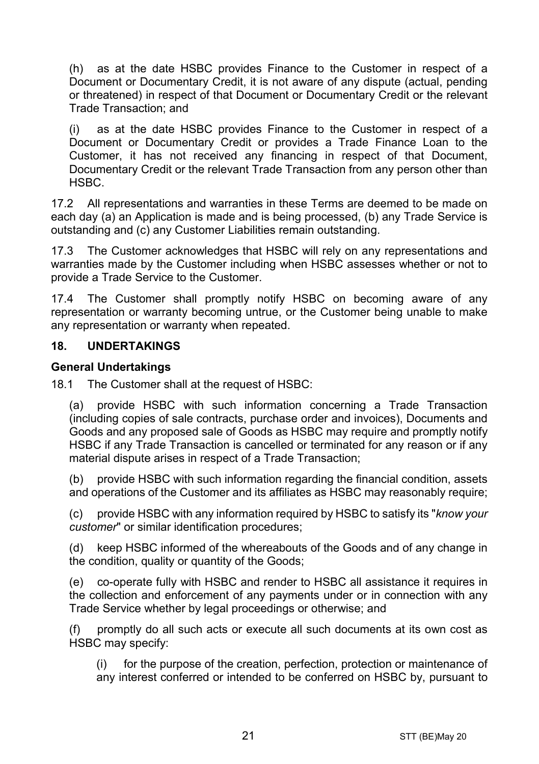(h) as at the date HSBC provides Finance to the Customer in respect of a Document or Documentary Credit, it is not aware of any dispute (actual, pending or threatened) in respect of that Document or Documentary Credit or the relevant Trade Transaction; and

(i) as at the date HSBC provides Finance to the Customer in respect of a Document or Documentary Credit or provides a Trade Finance Loan to the Customer, it has not received any financing in respect of that Document, Documentary Credit or the relevant Trade Transaction from any person other than HSBC.

17.2 All representations and warranties in these Terms are deemed to be made on each day (a) an Application is made and is being processed, (b) any Trade Service is outstanding and (c) any Customer Liabilities remain outstanding.

17.3 The Customer acknowledges that HSBC will rely on any representations and warranties made by the Customer including when HSBC assesses whether or not to provide a Trade Service to the Customer.

17.4 The Customer shall promptly notify HSBC on becoming aware of any representation or warranty becoming untrue, or the Customer being unable to make any representation or warranty when repeated.

## 18. UNDERTAKINGS

**General Undertakings**

18.1 The Customer shall at the request of HSBC:

(a) provide HSBC with such information concerning a Trade Transaction (including copies of sale contracts, purchase order and invoices), Documents and Goods and any proposed sale of Goods as HSBC may require and promptly notify HSBC if any Trade Transaction is cancelled or terminated for any reason or if any material dispute arises in respect of a Trade Transaction;

(b) provide HSBC with such information regarding the financial condition, assets and operations of the Customer and its affiliates as HSBC may reasonably require;

(c) provide HSBC with any information required by HSBC to satisfy its "*know your customer*" or similar identification procedures;

(d) keep HSBC informed of the whereabouts of the Goods and of any change in the condition, quality or quantity of the Goods;

(e) co-operate fully with HSBC and render to HSBC all assistance it requires in the collection and enforcement of any payments under or in connection with any Trade Service whether by legal proceedings or otherwise; and

(f) promptly do all such acts or execute all such documents at its own cost as HSBC may specify:

(i) for the purpose of the creation, perfection, protection or maintenance of any interest conferred or intended to be conferred on HSBC by, pursuant to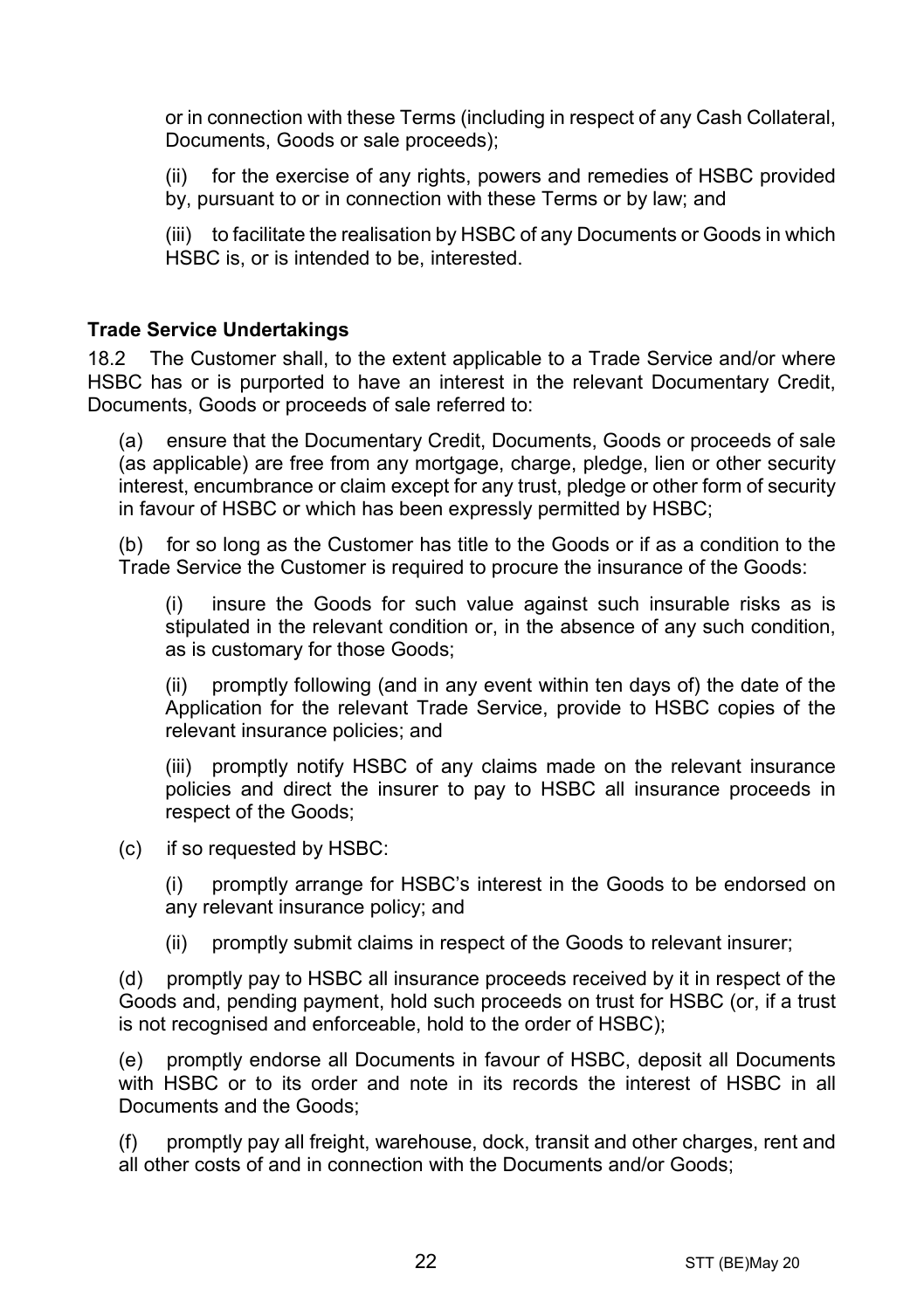or in connection with these Terms (including in respect of any Cash Collateral, Documents, Goods or sale proceeds);

(ii) for the exercise of any rights, powers and remedies of HSBC provided by, pursuant to or in connection with these Terms or by law; and

(iii) to facilitate the realisation by HSBC of any Documents or Goods in which HSBC is, or is intended to be, interested.

**Trade Service Undertakings**

18.2 The Customer shall, to the extent applicable to a Trade Service and/or where HSBC has or is purported to have an interest in the relevant Documentary Credit, Documents, Goods or proceeds of sale referred to:

(a) ensure that the Documentary Credit, Documents, Goods or proceeds of sale (as applicable) are free from any mortgage, charge, pledge, lien or other security interest, encumbrance or claim except for any trust, pledge or other form of security in favour of HSBC or which has been expressly permitted by HSBC;

(b) for so long as the Customer has title to the Goods or if as a condition to the Trade Service the Customer is required to procure the insurance of the Goods:

(i) insure the Goods for such value against such insurable risks as is stipulated in the relevant condition or, in the absence of any such condition, as is customary for those Goods;

(ii) promptly following (and in any event within ten days of) the date of the Application for the relevant Trade Service, provide to HSBC copies of the relevant insurance policies; and

(iii) promptly notify HSBC of any claims made on the relevant insurance policies and direct the insurer to pay to HSBC all insurance proceeds in respect of the Goods;

(c) if so requested by HSBC:

(i) promptly arrange for HSBC's interest in the Goods to be endorsed on any relevant insurance policy; and

(ii) promptly submit claims in respect of the Goods to relevant insurer;

(d) promptly pay to HSBC all insurance proceeds received by it in respect of the Goods and, pending payment, hold such proceeds on trust for HSBC (or, if a trust is not recognised and enforceable, hold to the order of HSBC);

(e) promptly endorse all Documents in favour of HSBC, deposit all Documents with HSBC or to its order and note in its records the interest of HSBC in all Documents and the Goods;

(f) promptly pay all freight, warehouse, dock, transit and other charges, rent and all other costs of and in connection with the Documents and/or Goods;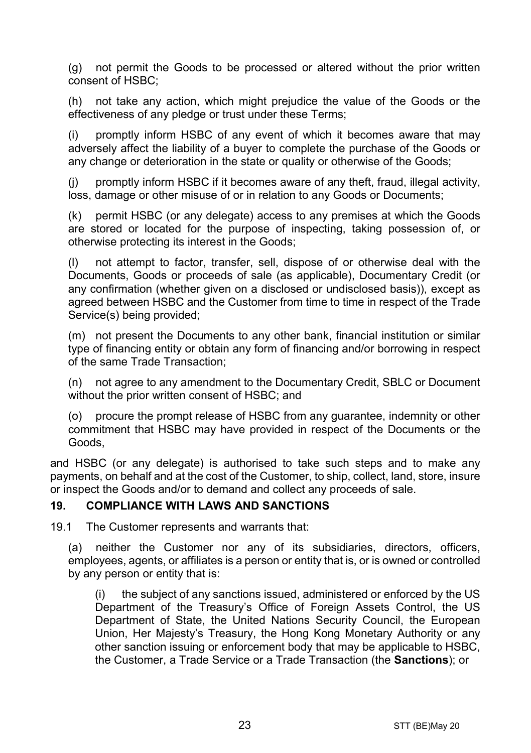(g) not permit the Goods to be processed or altered without the prior written consent of HSBC;

(h) not take any action, which might prejudice the value of the Goods or the effectiveness of any pledge or trust under these Terms;

(i) promptly inform HSBC of any event of which it becomes aware that may adversely affect the liability of a buyer to complete the purchase of the Goods or any change or deterioration in the state or quality or otherwise of the Goods;

(j) promptly inform HSBC if it becomes aware of any theft, fraud, illegal activity, loss, damage or other misuse of or in relation to any Goods or Documents;

(k) permit HSBC (or any delegate) access to any premises at which the Goods are stored or located for the purpose of inspecting, taking possession of, or otherwise protecting its interest in the Goods;

(l) not attempt to factor, transfer, sell, dispose of or otherwise deal with the Documents, Goods or proceeds of sale (as applicable), Documentary Credit (or any confirmation (whether given on a disclosed or undisclosed basis)), except as agreed between HSBC and the Customer from time to time in respect of the Trade Service(s) being provided;

(m) not present the Documents to any other bank, financial institution or similar type of financing entity or obtain any form of financing and/or borrowing in respect of the same Trade Transaction;

(n) not agree to any amendment to the Documentary Credit, SBLC or Document without the prior written consent of HSBC; and

(o) procure the prompt release of HSBC from any guarantee, indemnity or other commitment that HSBC may have provided in respect of the Documents or the Goods,

and HSBC (or any delegate) is authorised to take such steps and to make any payments, on behalf and at the cost of the Customer, to ship, collect, land, store, insure or inspect the Goods and/or to demand and collect any proceeds of sale.

## 19. COMPLIANCE WITH LAWS AND SANCTIONS

19.1 The Customer represents and warrants that:

(a) neither the Customer nor any of its subsidiaries, directors, officers, employees, agents, or affiliates is a person or entity that is, or is owned or controlled by any person or entity that is:

(i) the subject of any sanctions issued, administered or enforced by the US Department of the Treasury's Office of Foreign Assets Control, the US Department of State, the United Nations Security Council, the European Union, Her Majesty's Treasury, the Hong Kong Monetary Authority or any other sanction issuing or enforcement body that may be applicable to HSBC, the Customer, a Trade Service or a Trade Transaction (the **Sanctions**); or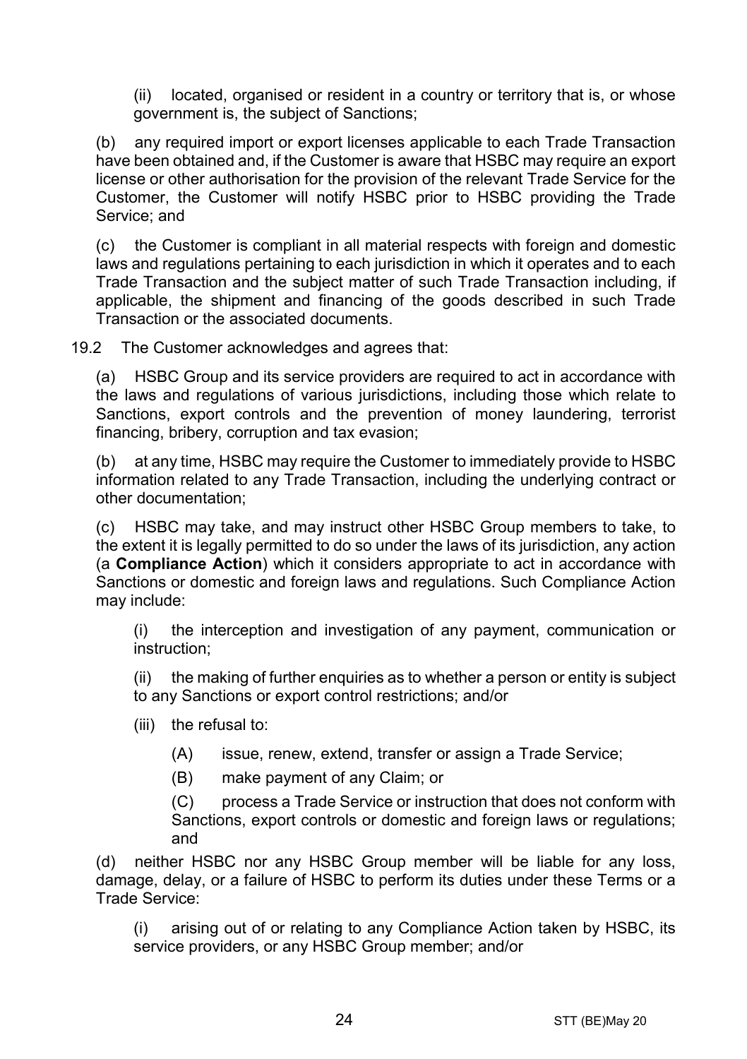(ii) located, organised or resident in a country or territory that is, or whose government is, the subject of Sanctions;

(b) any required import or export licenses applicable to each Trade Transaction have been obtained and, if the Customer is aware that HSBC may require an export license or other authorisation for the provision of the relevant Trade Service for the Customer, the Customer will notify HSBC prior to HSBC providing the Trade Service; and

(c) the Customer is compliant in all material respects with foreign and domestic laws and regulations pertaining to each jurisdiction in which it operates and to each Trade Transaction and the subject matter of such Trade Transaction including, if applicable, the shipment and financing of the goods described in such Trade Transaction or the associated documents.

19.2 The Customer acknowledges and agrees that:

(a) HSBC Group and its service providers are required to act in accordance with the laws and regulations of various jurisdictions, including those which relate to Sanctions, export controls and the prevention of money laundering, terrorist financing, bribery, corruption and tax evasion;

(b) at any time, HSBC may require the Customer to immediately provide to HSBC information related to any Trade Transaction, including the underlying contract or other documentation;

(c) HSBC may take, and may instruct other HSBC Group members to take, to the extent it is legally permitted to do so under the laws of its jurisdiction, any action (a **Compliance Action**) which it considers appropriate to act in accordance with Sanctions or domestic and foreign laws and regulations. Such Compliance Action may include:

(i) the interception and investigation of any payment, communication or instruction;

(ii) the making of further enquiries as to whether a person or entity is subject to any Sanctions or export control restrictions; and/or

(iii) the refusal to:

(A) issue, renew, extend, transfer or assign a Trade Service;

(B) make payment of any Claim; or

(C) process a Trade Service or instruction that does not conform with Sanctions, export controls or domestic and foreign laws or regulations; and

(d) neither HSBC nor any HSBC Group member will be liable for any loss, damage, delay, or a failure of HSBC to perform its duties under these Terms or a Trade Service:

(i) arising out of or relating to any Compliance Action taken by HSBC, its service providers, or any HSBC Group member; and/or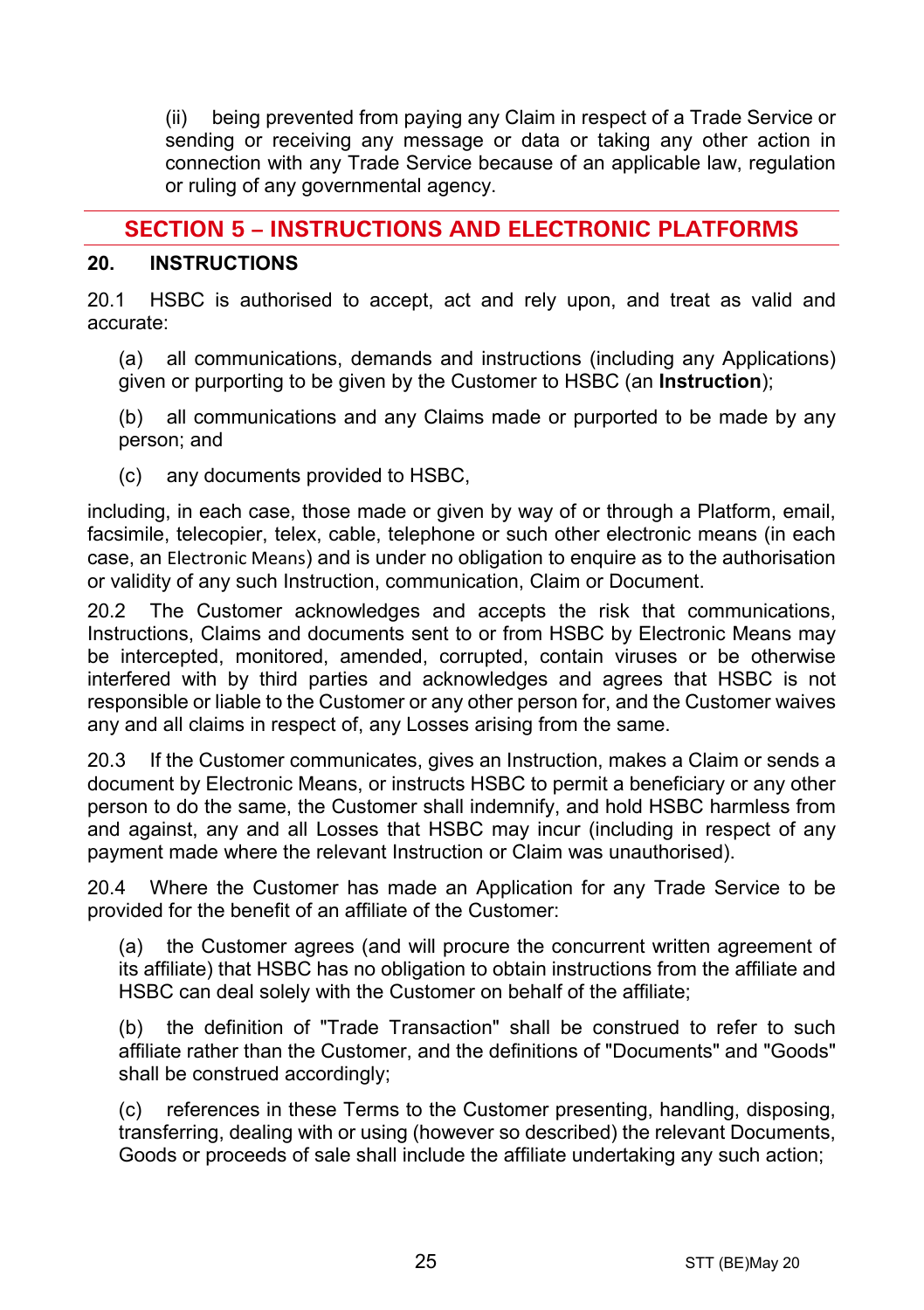(ii) being prevented from paying any Claim in respect of a Trade Service or sending or receiving any message or data or taking any other action in connection with any Trade Service because of an applicable law, regulation or ruling of any governmental agency.

## SECTION 5 – INSTRUCTIONS AND ELECTRONIC PLATFORMS

### 20. INSTRUCTIONS

20.1 HSBC is authorised to accept, act and rely upon, and treat as valid and accurate:

(a) all communications, demands and instructions (including any Applications) given or purporting to be given by the Customer to HSBC (an **Instruction**);

(b) all communications and any Claims made or purported to be made by any person; and

(c) any documents provided to HSBC,

including, in each case, those made or given by way of or through a Platform, email, facsimile, telecopier, telex, cable, telephone or such other electronic means (in each case, an Electronic Means) and is under no obligation to enquire as to the authorisation or validity of any such Instruction, communication, Claim or Document.

20.2 The Customer acknowledges and accepts the risk that communications, Instructions, Claims and documents sent to or from HSBC by Electronic Means may be intercepted, monitored, amended, corrupted, contain viruses or be otherwise interfered with by third parties and acknowledges and agrees that HSBC is not responsible or liable to the Customer or any other person for, and the Customer waives any and all claims in respect of, any Losses arising from the same.

20.3 If the Customer communicates, gives an Instruction, makes a Claim or sends a document by Electronic Means, or instructs HSBC to permit a beneficiary or any other person to do the same, the Customer shall indemnify, and hold HSBC harmless from and against, any and all Losses that HSBC may incur (including in respect of any payment made where the relevant Instruction or Claim was unauthorised).

20.4 Where the Customer has made an Application for any Trade Service to be provided for the benefit of an affiliate of the Customer:

(a) the Customer agrees (and will procure the concurrent written agreement of its affiliate) that HSBC has no obligation to obtain instructions from the affiliate and HSBC can deal solely with the Customer on behalf of the affiliate;

(b) the definition of "Trade Transaction" shall be construed to refer to such affiliate rather than the Customer, and the definitions of "Documents" and "Goods" shall be construed accordingly;

(c) references in these Terms to the Customer presenting, handling, disposing, transferring, dealing with or using (however so described) the relevant Documents, Goods or proceeds of sale shall include the affiliate undertaking any such action;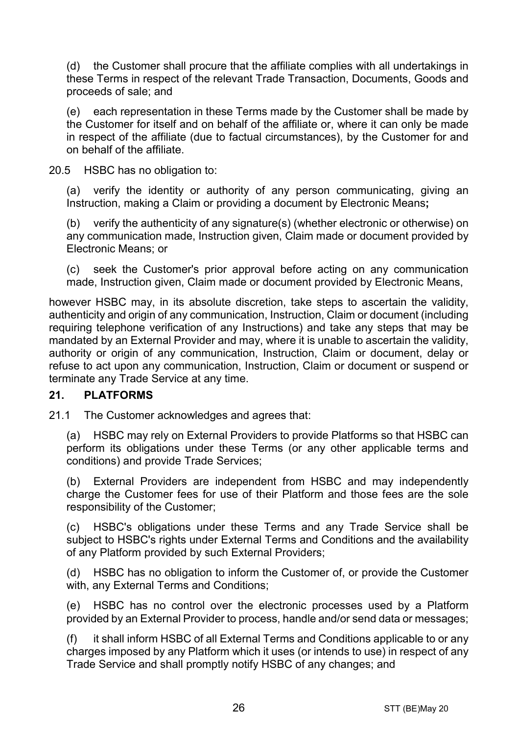(d) the Customer shall procure that the affiliate complies with all undertakings in these Terms in respect of the relevant Trade Transaction, Documents, Goods and proceeds of sale; and

(e) each representation in these Terms made by the Customer shall be made by the Customer for itself and on behalf of the affiliate or, where it can only be made in respect of the affiliate (due to factual circumstances), by the Customer for and on behalf of the affiliate.

20.5 HSBC has no obligation to:

(a) verify the identity or authority of any person communicating, giving an Instruction, making a Claim or providing a document by Electronic Means**;**

(b) verify the authenticity of any signature(s) (whether electronic or otherwise) on any communication made, Instruction given, Claim made or document provided by Electronic Means; or

(c) seek the Customer's prior approval before acting on any communication made, Instruction given, Claim made or document provided by Electronic Means,

however HSBC may, in its absolute discretion, take steps to ascertain the validity, authenticity and origin of any communication, Instruction, Claim or document (including requiring telephone verification of any Instructions) and take any steps that may be mandated by an External Provider and may, where it is unable to ascertain the validity, authority or origin of any communication, Instruction, Claim or document, delay or refuse to act upon any communication, Instruction, Claim or document or suspend or terminate any Trade Service at any time.

## 21. PLATFORMS

21.1 The Customer acknowledges and agrees that:

(a) HSBC may rely on External Providers to provide Platforms so that HSBC can perform its obligations under these Terms (or any other applicable terms and conditions) and provide Trade Services;

(b) External Providers are independent from HSBC and may independently charge the Customer fees for use of their Platform and those fees are the sole responsibility of the Customer;

(c) HSBC's obligations under these Terms and any Trade Service shall be subject to HSBC's rights under External Terms and Conditions and the availability of any Platform provided by such External Providers;

(d) HSBC has no obligation to inform the Customer of, or provide the Customer with, any External Terms and Conditions;

(e) HSBC has no control over the electronic processes used by a Platform provided by an External Provider to process, handle and/or send data or messages;

(f) it shall inform HSBC of all External Terms and Conditions applicable to or any charges imposed by any Platform which it uses (or intends to use) in respect of any Trade Service and shall promptly notify HSBC of any changes; and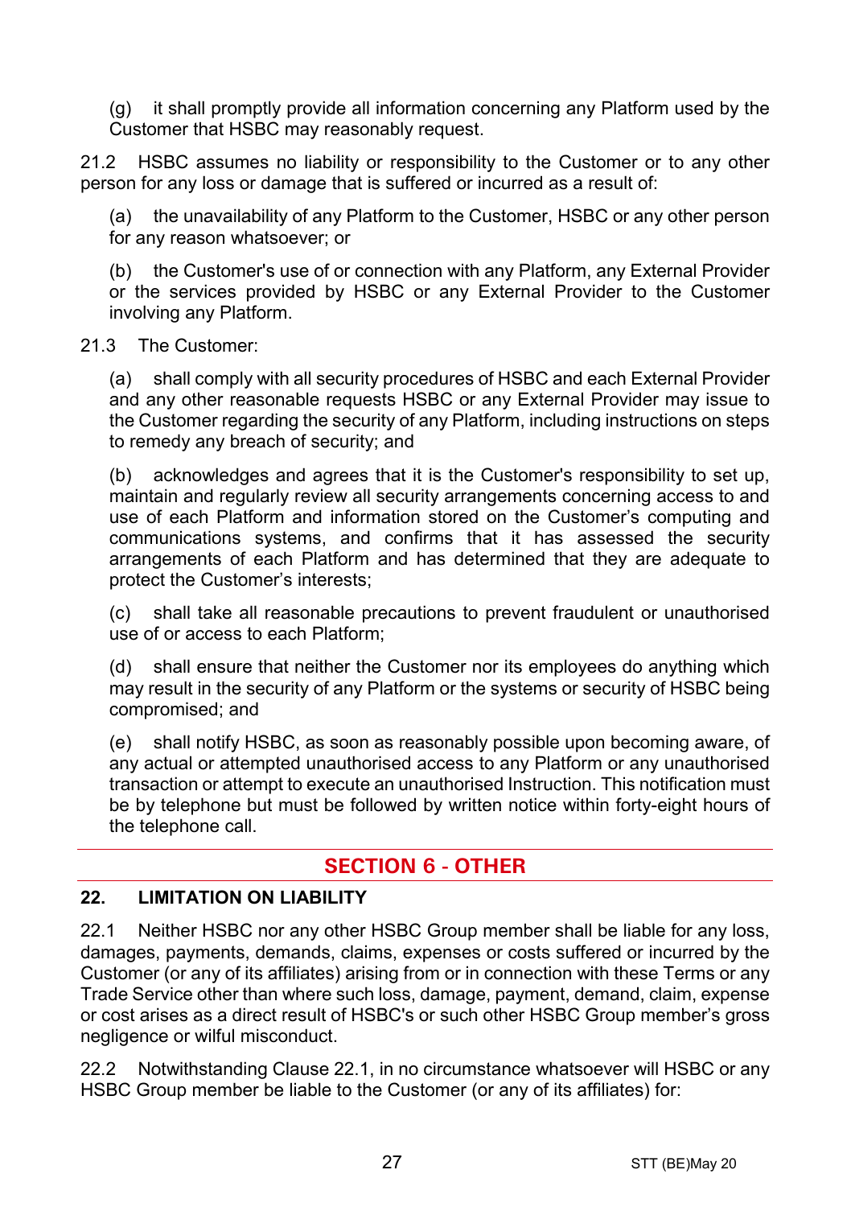(g) it shall promptly provide all information concerning any Platform used by the Customer that HSBC may reasonably request.

21.2 HSBC assumes no liability or responsibility to the Customer or to any other person for any loss or damage that is suffered or incurred as a result of:

(a) the unavailability of any Platform to the Customer, HSBC or any other person for any reason whatsoever; or

(b) the Customer's use of or connection with any Platform, any External Provider or the services provided by HSBC or any External Provider to the Customer involving any Platform.

21.3 The Customer:

(a) shall comply with all security procedures of HSBC and each External Provider and any other reasonable requests HSBC or any External Provider may issue to the Customer regarding the security of any Platform, including instructions on steps to remedy any breach of security; and

(b) acknowledges and agrees that it is the Customer's responsibility to set up, maintain and regularly review all security arrangements concerning access to and use of each Platform and information stored on the Customer's computing and communications systems, and confirms that it has assessed the security arrangements of each Platform and has determined that they are adequate to protect the Customer's interests;

(c) shall take all reasonable precautions to prevent fraudulent or unauthorised use of or access to each Platform;

(d) shall ensure that neither the Customer nor its employees do anything which may result in the security of any Platform or the systems or security of HSBC being compromised; and

(e) shall notify HSBC, as soon as reasonably possible upon becoming aware, of any actual or attempted unauthorised access to any Platform or any unauthorised transaction or attempt to execute an unauthorised Instruction. This notification must be by telephone but must be followed by written notice within forty-eight hours of the telephone call.

## SECTION 6 - OTHER

### 22. LIMITATION ON LIABILITY

22.1 Neither HSBC nor any other HSBC Group member shall be liable for any loss, damages, payments, demands, claims, expenses or costs suffered or incurred by the Customer (or any of its affiliates) arising from or in connection with these Terms or any Trade Service other than where such loss, damage, payment, demand, claim, expense or cost arises as a direct result of HSBC's or such other HSBC Group member's gross negligence or wilful misconduct.

22.2 Notwithstanding Clause 22.1, in no circumstance whatsoever will HSBC or any HSBC Group member be liable to the Customer (or any of its affiliates) for: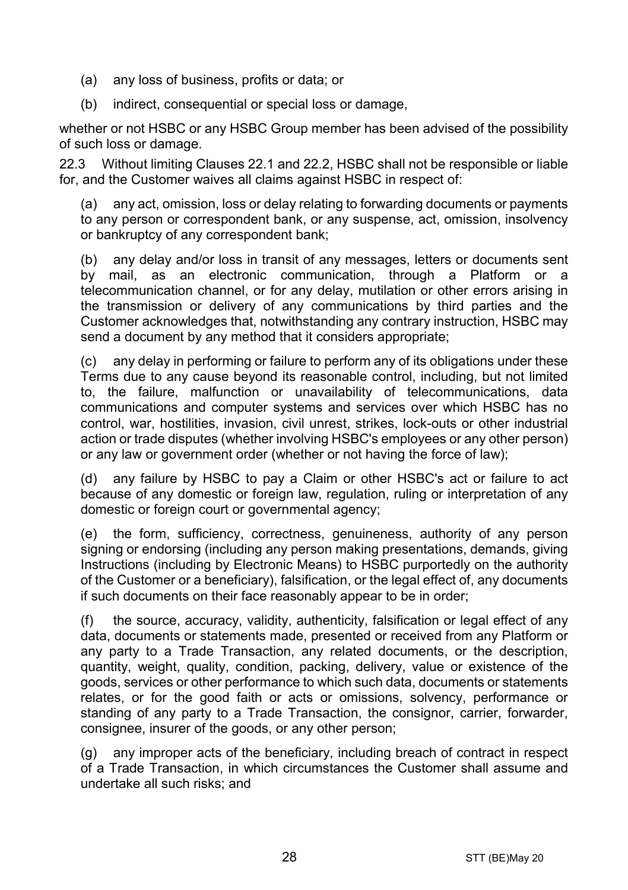(a) any loss of business, profits or data; or

(b) indirect, consequential or special loss or damage,

whether or not HSBC or any HSBC Group member has been advised of the possibility of such loss or damage.

22.3 Without limiting Clauses 22.1 and 22.2, HSBC shall not be responsible or liable for, and the Customer waives all claims against HSBC in respect of:

(a) any act, omission, loss or delay relating to forwarding documents or payments to any person or correspondent bank, or any suspense, act, omission, insolvency or bankruptcy of any correspondent bank;

(b) any delay and/or loss in transit of any messages, letters or documents sent by mail, as an electronic communication, through a Platform or a telecommunication channel, or for any delay, mutilation or other errors arising in the transmission or delivery of any communications by third parties and the Customer acknowledges that, notwithstanding any contrary instruction, HSBC may send a document by any method that it considers appropriate;

(c) any delay in performing or failure to perform any of its obligations under these Terms due to any cause beyond its reasonable control, including, but not limited to, the failure, malfunction or unavailability of telecommunications, data communications and computer systems and services over which HSBC has no control, war, hostilities, invasion, civil unrest, strikes, lock-outs or other industrial action or trade disputes (whether involving HSBC's employees or any other person) or any law or government order (whether or not having the force of law);

(d) any failure by HSBC to pay a Claim or other HSBC's act or failure to act because of any domestic or foreign law, regulation, ruling or interpretation of any domestic or foreign court or governmental agency;

(e) the form, sufficiency, correctness, genuineness, authority of any person signing or endorsing (including any person making presentations, demands, giving Instructions (including by Electronic Means) to HSBC purportedly on the authority of the Customer or a beneficiary), falsification, or the legal effect of, any documents if such documents on their face reasonably appear to be in order;

(f) the source, accuracy, validity, authenticity, falsification or legal effect of any data, documents or statements made, presented or received from any Platform or any party to a Trade Transaction, any related documents, or the description, quantity, weight, quality, condition, packing, delivery, value or existence of the goods, services or other performance to which such data, documents or statements relates, or for the good faith or acts or omissions, solvency, performance or standing of any party to a Trade Transaction, the consignor, carrier, forwarder, consignee, insurer of the goods, or any other person;

(g) any improper acts of the beneficiary, including breach of contract in respect of a Trade Transaction, in which circumstances the Customer shall assume and undertake all such risks; and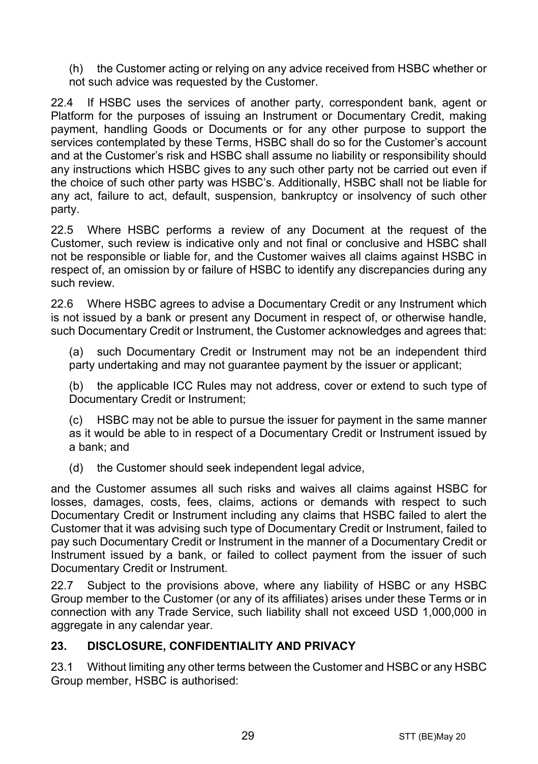(h) the Customer acting or relying on any advice received from HSBC whether or not such advice was requested by the Customer.

22.4 If HSBC uses the services of another party, correspondent bank, agent or Platform for the purposes of issuing an Instrument or Documentary Credit, making payment, handling Goods or Documents or for any other purpose to support the services contemplated by these Terms, HSBC shall do so for the Customer's account and at the Customer's risk and HSBC shall assume no liability or responsibility should any instructions which HSBC gives to any such other party not be carried out even if the choice of such other party was HSBC's. Additionally, HSBC shall not be liable for any act, failure to act, default, suspension, bankruptcy or insolvency of such other party.

22.5 Where HSBC performs a review of any Document at the request of the Customer, such review is indicative only and not final or conclusive and HSBC shall not be responsible or liable for, and the Customer waives all claims against HSBC in respect of, an omission by or failure of HSBC to identify any discrepancies during any such review.

22.6 Where HSBC agrees to advise a Documentary Credit or any Instrument which is not issued by a bank or present any Document in respect of, or otherwise handle, such Documentary Credit or Instrument, the Customer acknowledges and agrees that:

(a) such Documentary Credit or Instrument may not be an independent third party undertaking and may not guarantee payment by the issuer or applicant;

(b) the applicable ICC Rules may not address, cover or extend to such type of Documentary Credit or Instrument;

(c) HSBC may not be able to pursue the issuer for payment in the same manner as it would be able to in respect of a Documentary Credit or Instrument issued by a bank; and

(d) the Customer should seek independent legal advice,

and the Customer assumes all such risks and waives all claims against HSBC for losses, damages, costs, fees, claims, actions or demands with respect to such Documentary Credit or Instrument including any claims that HSBC failed to alert the Customer that it was advising such type of Documentary Credit or Instrument, failed to pay such Documentary Credit or Instrument in the manner of a Documentary Credit or Instrument issued by a bank, or failed to collect payment from the issuer of such Documentary Credit or Instrument.

22.7 Subject to the provisions above, where any liability of HSBC or any HSBC Group member to the Customer (or any of its affiliates) arises under these Terms or in connection with any Trade Service, such liability shall not exceed USD 1,000,000 in aggregate in any calendar year.

## 23. DISCLOSURE, CONFIDENTIALITY AND PRIVACY

23.1 Without limiting any other terms between the Customer and HSBC or any HSBC Group member, HSBC is authorised: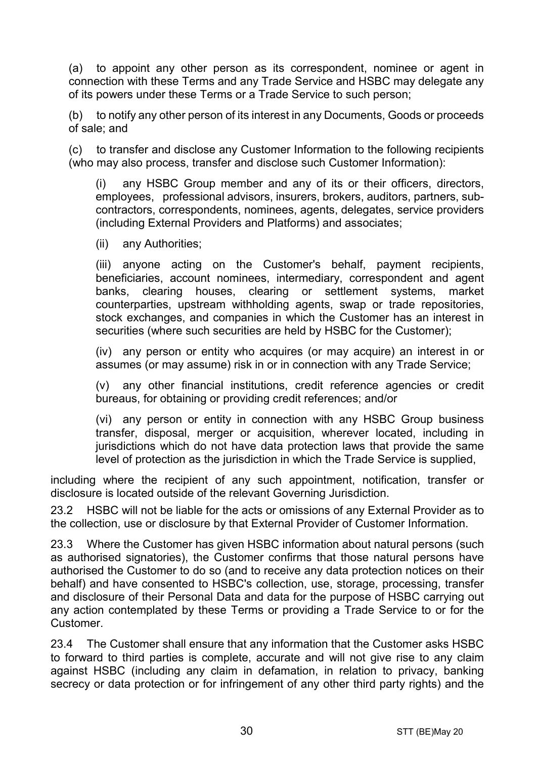(a) to appoint any other person as its correspondent, nominee or agent in connection with these Terms and any Trade Service and HSBC may delegate any of its powers under these Terms or a Trade Service to such person;

(b) to notify any other person of its interest in any Documents, Goods or proceeds of sale; and

(c) to transfer and disclose any Customer Information to the following recipients (who may also process, transfer and disclose such Customer Information):

(i) any HSBC Group member and any of its or their officers, directors, employees, professional advisors, insurers, brokers, auditors, partners, sub-contractors, correspondents, nominees, agents, delegates, service providers (including External Providers and Platforms) and associates;

(ii) any Authorities;

(iii) anyone acting on the Customer's behalf, payment recipients, beneficiaries, account nominees, intermediary, correspondent and agent banks, clearing houses, clearing or settlement systems, market counterparties, upstream withholding agents, swap or trade repositories, stock exchanges, and companies in which the Customer has an interest in securities (where such securities are held by HSBC for the Customer);

(iv) any person or entity who acquires (or may acquire) an interest in or assumes (or may assume) risk in or in connection with any Trade Service;

(v) any other financial institutions, credit reference agencies or credit bureaus, for obtaining or providing credit references; and/or

(vi) any person or entity in connection with any HSBC Group business transfer, disposal, merger or acquisition, wherever located, including in jurisdictions which do not have data protection laws that provide the same level of protection as the jurisdiction in which the Trade Service is supplied,

including where the recipient of any such appointment, notification, transfer or disclosure is located outside of the relevant Governing Jurisdiction.

23.2 HSBC will not be liable for the acts or omissions of any External Provider as to the collection, use or disclosure by that External Provider of Customer Information.

23.3 Where the Customer has given HSBC information about natural persons (such as authorised signatories), the Customer confirms that those natural persons have authorised the Customer to do so (and to receive any data protection notices on their behalf) and have consented to HSBC's collection, use, storage, processing, transfer and disclosure of their Personal Data and data for the purpose of HSBC carrying out any action contemplated by these Terms or providing a Trade Service to or for the Customer.

23.4 The Customer shall ensure that any information that the Customer asks HSBC to forward to third parties is complete, accurate and will not give rise to any claim against HSBC (including any claim in defamation, in relation to privacy, banking secrecy or data protection or for infringement of any other third party rights) and the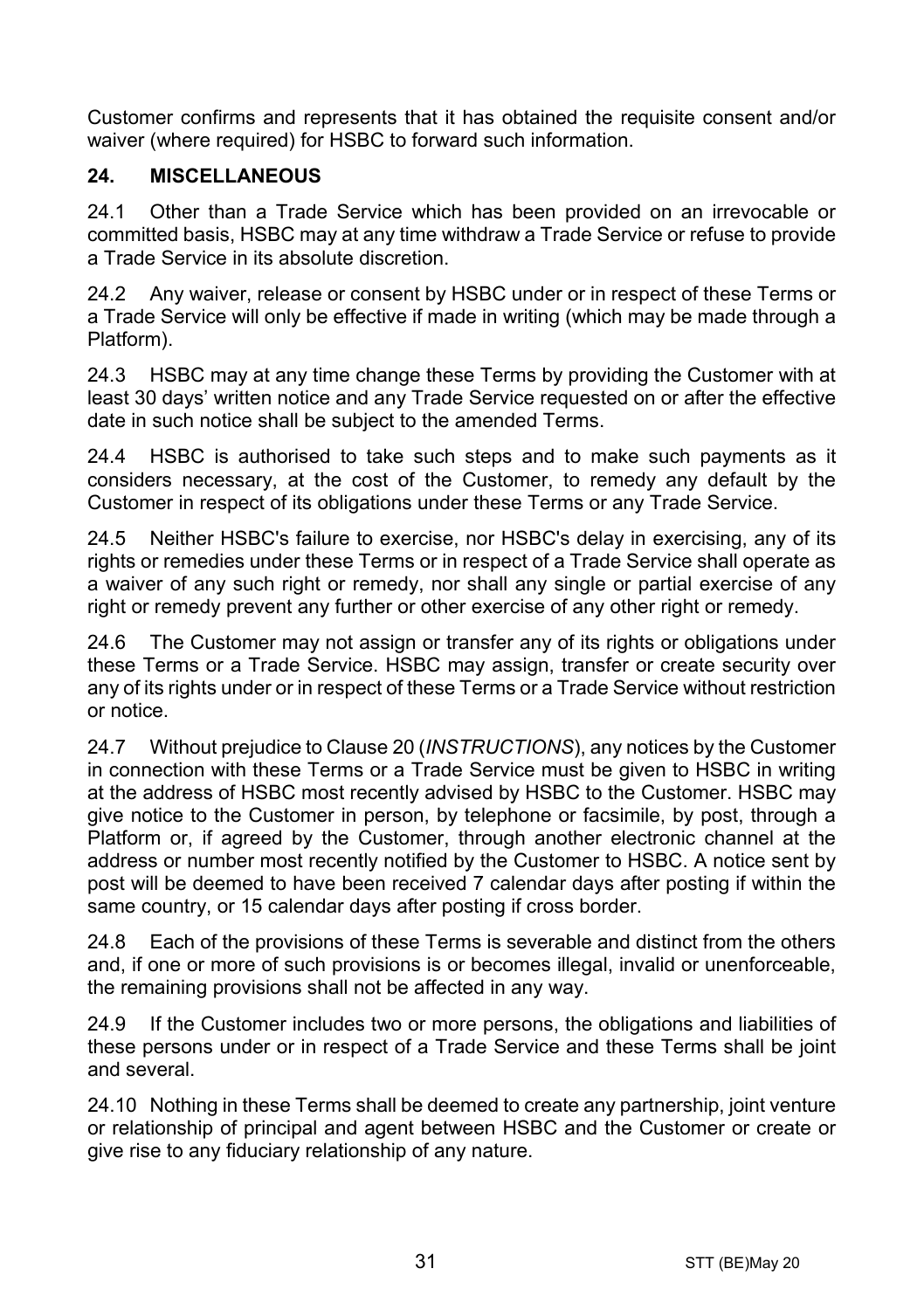Customer confirms and represents that it has obtained the requisite consent and/or waiver (where required) for HSBC to forward such information.

## 24. MISCELLANEOUS

24.1 Other than a Trade Service which has been provided on an irrevocable or committed basis, HSBC may at any time withdraw a Trade Service or refuse to provide a Trade Service in its absolute discretion.

24.2 Any waiver, release or consent by HSBC under or in respect of these Terms or a Trade Service will only be effective if made in writing (which may be made through a Platform).

24.3 HSBC may at any time change these Terms by providing the Customer with at least 30 days' written notice and any Trade Service requested on or after the effective date in such notice shall be subject to the amended Terms.

24.4 HSBC is authorised to take such steps and to make such payments as it considers necessary, at the cost of the Customer, to remedy any default by the Customer in respect of its obligations under these Terms or any Trade Service.

24.5 Neither HSBC's failure to exercise, nor HSBC's delay in exercising, any of its rights or remedies under these Terms or in respect of a Trade Service shall operate as a waiver of any such right or remedy, nor shall any single or partial exercise of any right or remedy prevent any further or other exercise of any other right or remedy.

24.6 The Customer may not assign or transfer any of its rights or obligations under these Terms or a Trade Service. HSBC may assign, transfer or create security over any of its rights under or in respect of these Terms or a Trade Service without restriction or notice.

24.7 Without prejudice to Clause 20 (*INSTRUCTIONS*), any notices by the Customer in connection with these Terms or a Trade Service must be given to HSBC in writing at the address of HSBC most recently advised by HSBC to the Customer. HSBC may give notice to the Customer in person, by telephone or facsimile, by post, through a Platform or, if agreed by the Customer, through another electronic channel at the address or number most recently notified by the Customer to HSBC. A notice sent by post will be deemed to have been received 7 calendar days after posting if within the same country, or 15 calendar days after posting if cross border.

24.8 Each of the provisions of these Terms is severable and distinct from the others and, if one or more of such provisions is or becomes illegal, invalid or unenforceable, the remaining provisions shall not be affected in any way.

24.9 If the Customer includes two or more persons, the obligations and liabilities of these persons under or in respect of a Trade Service and these Terms shall be joint and several.

24.10 Nothing in these Terms shall be deemed to create any partnership, joint venture or relationship of principal and agent between HSBC and the Customer or create or give rise to any fiduciary relationship of any nature.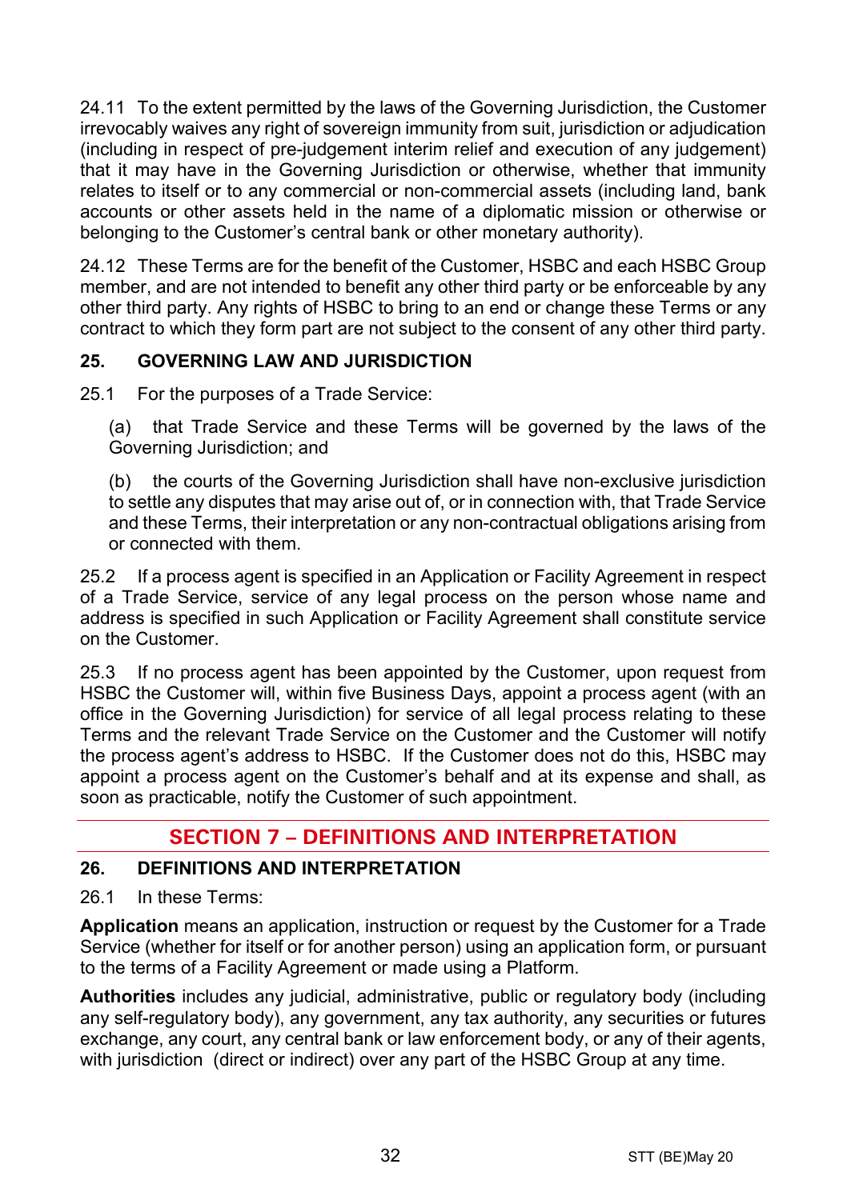24.11 To the extent permitted by the laws of the Governing Jurisdiction, the Customer irrevocably waives any right of sovereign immunity from suit, jurisdiction or adjudication (including in respect of pre-judgement interim relief and execution of any judgement) that it may have in the Governing Jurisdiction or otherwise, whether that immunity relates to itself or to any commercial or non-commercial assets (including land, bank accounts or other assets held in the name of a diplomatic mission or otherwise or belonging to the Customer's central bank or other monetary authority).

24.12 These Terms are for the benefit of the Customer, HSBC and each HSBC Group member, and are not intended to benefit any other third party or be enforceable by any other third party. Any rights of HSBC to bring to an end or change these Terms or any contract to which they form part are not subject to the consent of any other third party.

### 25. GOVERNING LAW AND JURISDICTION

25.1 For the purposes of a Trade Service:

(a) that Trade Service and these Terms will be governed by the laws of the Governing Jurisdiction; and

(b) the courts of the Governing Jurisdiction shall have non-exclusive jurisdiction to settle any disputes that may arise out of, or in connection with, that Trade Service and these Terms, their interpretation or any non-contractual obligations arising from or connected with them.

25.2 If a process agent is specified in an Application or Facility Agreement in respect of a Trade Service, service of any legal process on the person whose name and address is specified in such Application or Facility Agreement shall constitute service on the Customer.

25.3 If no process agent has been appointed by the Customer, upon request from HSBC the Customer will, within five Business Days, appoint a process agent (with an office in the Governing Jurisdiction) for service of all legal process relating to these Terms and the relevant Trade Service on the Customer and the Customer will notify the process agent's address to HSBC. If the Customer does not do this, HSBC may appoint a process agent on the Customer's behalf and at its expense and shall, as soon as practicable, notify the Customer of such appointment.

## SECTION 7 – DEFINITIONS AND INTERPRETATION

### 26. DEFINITIONS AND INTERPRETATION

26.1 In these Terms:

**Application** means an application, instruction or request by the Customer for a Trade Service (whether for itself or for another person) using an application form, or pursuant to the terms of a Facility Agreement or made using a Platform.

**Authorities** includes any judicial, administrative, public or regulatory body (including any self-regulatory body), any government, any tax authority, any securities or futures exchange, any court, any central bank or law enforcement body, or any of their agents, with jurisdiction (direct or indirect) over any part of the HSBC Group at any time.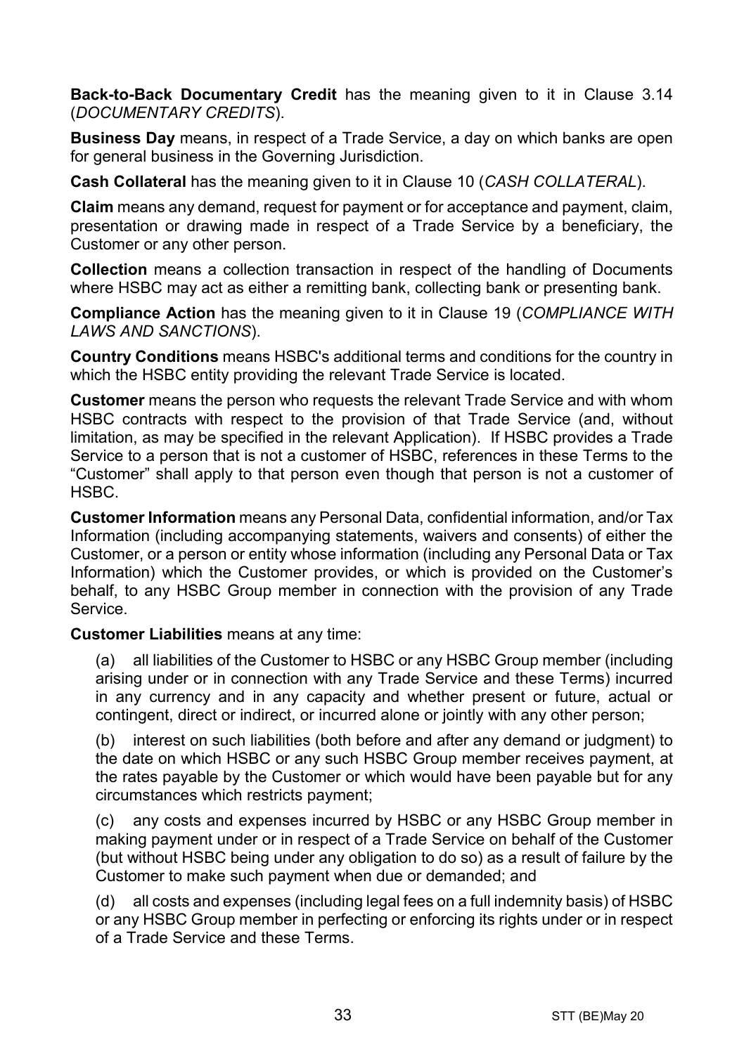**Back-to-Back Documentary Credit** has the meaning given to it in Clause 3.14 (*DOCUMENTARY CREDITS*).

**Business Day** means, in respect of a Trade Service, a day on which banks are open for general business in the Governing Jurisdiction.

**Cash Collateral** has the meaning given to it in Clause 10 (*CASH COLLATERAL*).

**Claim** means any demand, request for payment or for acceptance and payment, claim, presentation or drawing made in respect of a Trade Service by a beneficiary, the Customer or any other person.

**Collection** means a collection transaction in respect of the handling of Documents where HSBC may act as either a remitting bank, collecting bank or presenting bank.

**Compliance Action** has the meaning given to it in Clause 19 (*COMPLIANCE WITH LAWS AND SANCTIONS*).

**Country Conditions** means HSBC's additional terms and conditions for the country in which the HSBC entity providing the relevant Trade Service is located.

**Customer** means the person who requests the relevant Trade Service and with whom HSBC contracts with respect to the provision of that Trade Service (and, without limitation, as may be specified in the relevant Application). If HSBC provides a Trade Service to a person that is not a customer of HSBC, references in these Terms to the "Customer" shall apply to that person even though that person is not a customer of HSBC.

**Customer Information** means any Personal Data, confidential information, and/or Tax Information (including accompanying statements, waivers and consents) of either the Customer, or a person or entity whose information (including any Personal Data or Tax Information) which the Customer provides, or which is provided on the Customer's behalf, to any HSBC Group member in connection with the provision of any Trade Service.

**Customer Liabilities** means at any time:

(a) all liabilities of the Customer to HSBC or any HSBC Group member (including arising under or in connection with any Trade Service and these Terms) incurred in any currency and in any capacity and whether present or future, actual or contingent, direct or indirect, or incurred alone or jointly with any other person;

(b) interest on such liabilities (both before and after any demand or judgment) to the date on which HSBC or any such HSBC Group member receives payment, at the rates payable by the Customer or which would have been payable but for any circumstances which restricts payment;

(c) any costs and expenses incurred by HSBC or any HSBC Group member in making payment under or in respect of a Trade Service on behalf of the Customer (but without HSBC being under any obligation to do so) as a result of failure by the Customer to make such payment when due or demanded; and

(d) all costs and expenses (including legal fees on a full indemnity basis) of HSBC or any HSBC Group member in perfecting or enforcing its rights under or in respect of a Trade Service and these Terms.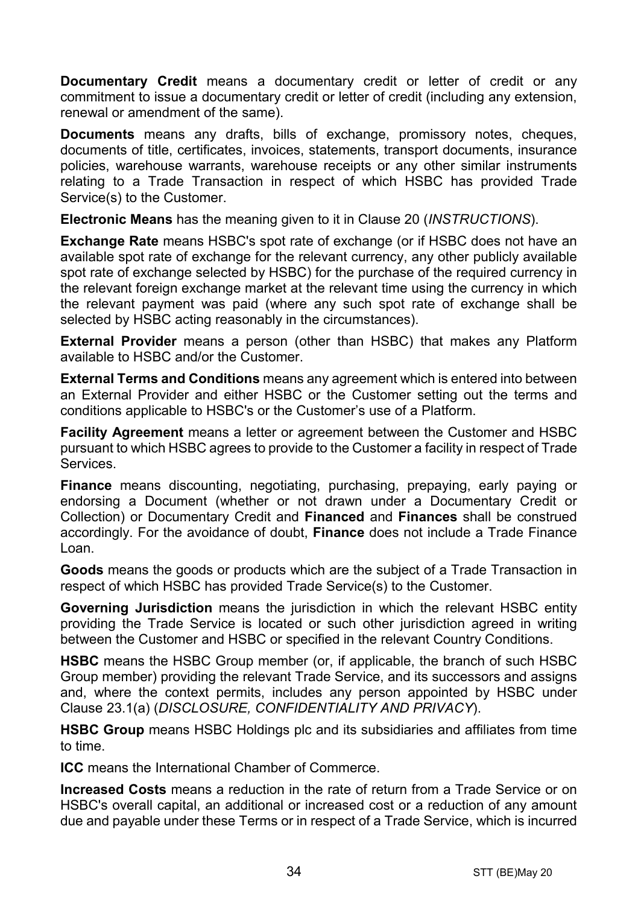**Documentary Credit** means a documentary credit or letter of credit or any commitment to issue a documentary credit or letter of credit (including any extension, renewal or amendment of the same).

**Documents** means any drafts, bills of exchange, promissory notes, cheques, documents of title, certificates, invoices, statements, transport documents, insurance policies, warehouse warrants, warehouse receipts or any other similar instruments relating to a Trade Transaction in respect of which HSBC has provided Trade Service(s) to the Customer.

**Electronic Means** has the meaning given to it in Clause 20 (*INSTRUCTIONS*).

**Exchange Rate** means HSBC's spot rate of exchange (or if HSBC does not have an available spot rate of exchange for the relevant currency, any other publicly available spot rate of exchange selected by HSBC) for the purchase of the required currency in the relevant foreign exchange market at the relevant time using the currency in which the relevant payment was paid (where any such spot rate of exchange shall be selected by HSBC acting reasonably in the circumstances).

**External Provider** means a person (other than HSBC) that makes any Platform available to HSBC and/or the Customer.

**External Terms and Conditions** means any agreement which is entered into between an External Provider and either HSBC or the Customer setting out the terms and conditions applicable to HSBC's or the Customer's use of a Platform.

**Facility Agreement** means a letter or agreement between the Customer and HSBC pursuant to which HSBC agrees to provide to the Customer a facility in respect of Trade Services.

**Finance** means discounting, negotiating, purchasing, prepaying, early paying or endorsing a Document (whether or not drawn under a Documentary Credit or Collection) or Documentary Credit and **Financed** and **Finances** shall be construed accordingly. For the avoidance of doubt, **Finance** does not include a Trade Finance Loan.

**Goods** means the goods or products which are the subject of a Trade Transaction in respect of which HSBC has provided Trade Service(s) to the Customer.

**Governing Jurisdiction** means the jurisdiction in which the relevant HSBC entity providing the Trade Service is located or such other jurisdiction agreed in writing between the Customer and HSBC or specified in the relevant Country Conditions.

**HSBC** means the HSBC Group member (or, if applicable, the branch of such HSBC Group member) providing the relevant Trade Service, and its successors and assigns and, where the context permits, includes any person appointed by HSBC under Clause 23.1(a) (*DISCLOSURE, CONFIDENTIALITY AND PRIVACY*).

**HSBC Group** means HSBC Holdings plc and its subsidiaries and affiliates from time to time.

**ICC** means the International Chamber of Commerce.

**Increased Costs** means a reduction in the rate of return from a Trade Service or on HSBC's overall capital, an additional or increased cost or a reduction of any amount due and payable under these Terms or in respect of a Trade Service, which is incurred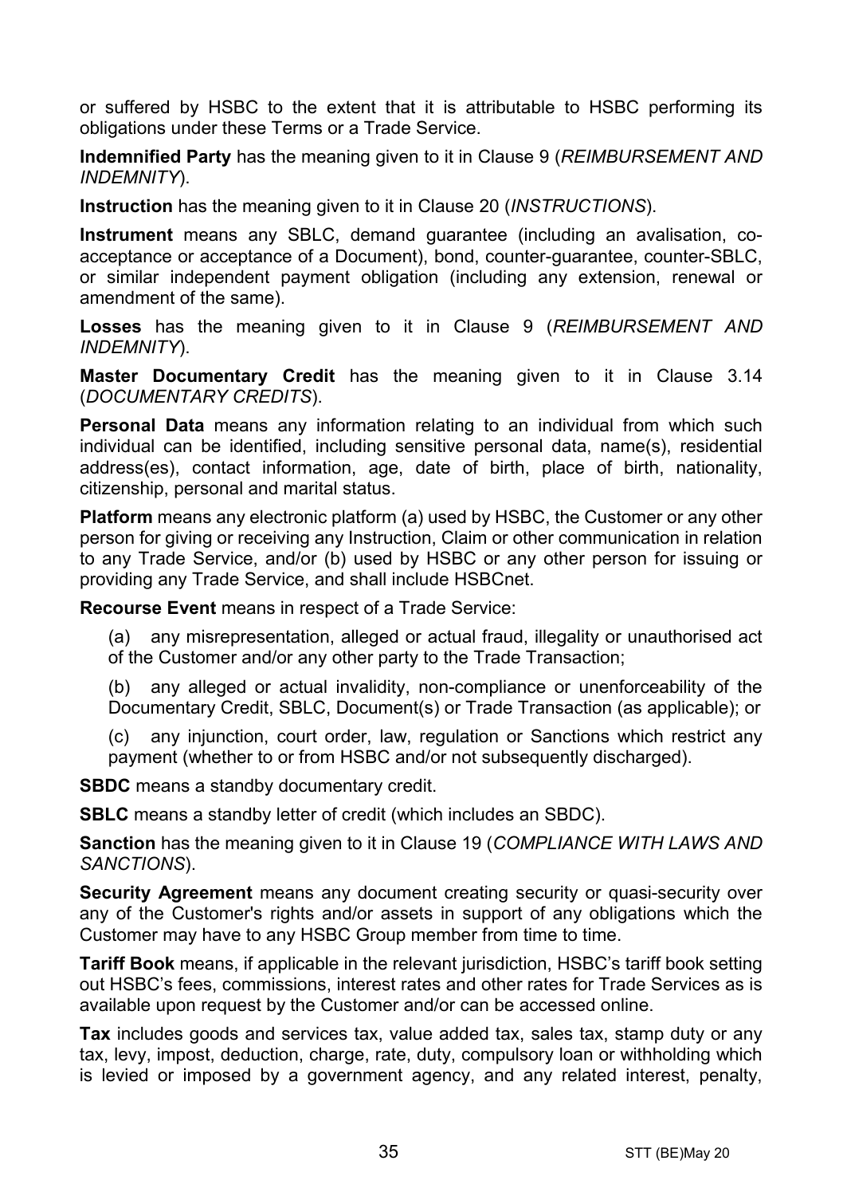or suffered by HSBC to the extent that it is attributable to HSBC performing its obligations under these Terms or a Trade Service.

**Indemnified Party** has the meaning given to it in Clause 9 (*REIMBURSEMENT AND INDEMNITY*).

**Instruction** has the meaning given to it in Clause 20 (*INSTRUCTIONS*).

**Instrument** means any SBLC, demand guarantee (including an avalisation, co-acceptance or acceptance of a Document), bond, counter-guarantee, counter-SBLC, or similar independent payment obligation (including any extension, renewal or amendment of the same).

**Losses** has the meaning given to it in Clause 9 (*REIMBURSEMENT AND INDEMNITY*).

**Master Documentary Credit** has the meaning given to it in Clause 3.14 (*DOCUMENTARY CREDITS*).

**Personal Data** means any information relating to an individual from which such individual can be identified, including sensitive personal data, name(s), residential address(es), contact information, age, date of birth, place of birth, nationality, citizenship, personal and marital status.

**Platform** means any electronic platform (a) used by HSBC, the Customer or any other person for giving or receiving any Instruction, Claim or other communication in relation to any Trade Service, and/or (b) used by HSBC or any other person for issuing or providing any Trade Service, and shall include HSBCnet.

**Recourse Event** means in respect of a Trade Service:

(a) any misrepresentation, alleged or actual fraud, illegality or unauthorised act of the Customer and/or any other party to the Trade Transaction;

(b) any alleged or actual invalidity, non-compliance or unenforceability of the Documentary Credit, SBLC, Document(s) or Trade Transaction (as applicable); or

(c) any injunction, court order, law, regulation or Sanctions which restrict any payment (whether to or from HSBC and/or not subsequently discharged).

**SBDC** means a standby documentary credit.

**SBLC** means a standby letter of credit (which includes an SBDC).

**Sanction** has the meaning given to it in Clause 19 (*COMPLIANCE WITH LAWS AND SANCTIONS*).

**Security Agreement** means any document creating security or quasi-security over any of the Customer's rights and/or assets in support of any obligations which the Customer may have to any HSBC Group member from time to time.

**Tariff Book** means, if applicable in the relevant jurisdiction, HSBC's tariff book setting out HSBC's fees, commissions, interest rates and other rates for Trade Services as is available upon request by the Customer and/or can be accessed online.

**Tax** includes goods and services tax, value added tax, sales tax, stamp duty or any tax, levy, impost, deduction, charge, rate, duty, compulsory loan or withholding which is levied or imposed by a government agency, and any related interest, penalty,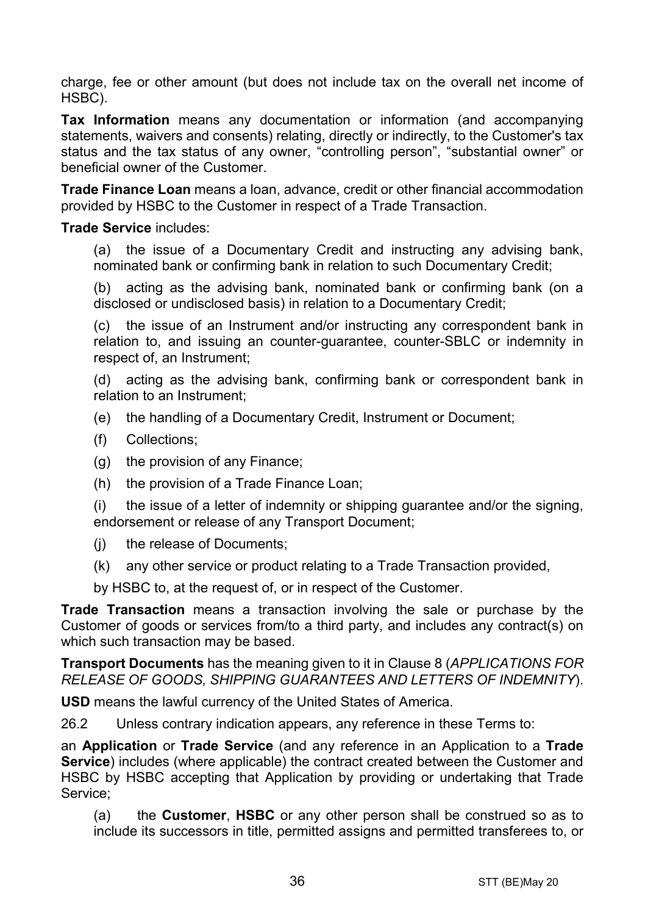charge, fee or other amount (but does not include tax on the overall net income of HSBC).

**Tax Information** means any documentation or information (and accompanying statements, waivers and consents) relating, directly or indirectly, to the Customer's tax status and the tax status of any owner, "controlling person", "substantial owner" or beneficial owner of the Customer.

**Trade Finance Loan** means a loan, advance, credit or other financial accommodation provided by HSBC to the Customer in respect of a Trade Transaction.

**Trade Service** includes:

(a) the issue of a Documentary Credit and instructing any advising bank, nominated bank or confirming bank in relation to such Documentary Credit;

(b) acting as the advising bank, nominated bank or confirming bank (on a disclosed or undisclosed basis) in relation to a Documentary Credit;

(c) the issue of an Instrument and/or instructing any correspondent bank in relation to, and issuing an counter-guarantee, counter-SBLC or indemnity in respect of, an Instrument;

(d) acting as the advising bank, confirming bank or correspondent bank in relation to an Instrument;

(e) the handling of a Documentary Credit, Instrument or Document;

(f) Collections;

(g) the provision of any Finance;

(h) the provision of a Trade Finance Loan;

(i) the issue of a letter of indemnity or shipping guarantee and/or the signing, endorsement or release of any Transport Document;

(j) the release of Documents;

(k) any other service or product relating to a Trade Transaction provided,

by HSBC to, at the request of, or in respect of the Customer.

**Trade Transaction** means a transaction involving the sale or purchase by the Customer of goods or services from/to a third party, and includes any contract(s) on which such transaction may be based.

**Transport Documents** has the meaning given to it in Clause 8 (*APPLICATIONS FOR RELEASE OF GOODS, SHIPPING GUARANTEES AND LETTERS OF INDEMNITY*).

**USD** means the lawful currency of the United States of America.

26.2 Unless contrary indication appears, any reference in these Terms to:

an **Application** or **Trade Service** (and any reference in an Application to a **Trade Service**) includes (where applicable) the contract created between the Customer and HSBC by HSBC accepting that Application by providing or undertaking that Trade Service;

(a) the **Customer**, **HSBC** or any other person shall be construed so as to include its successors in title, permitted assigns and permitted transferees to, or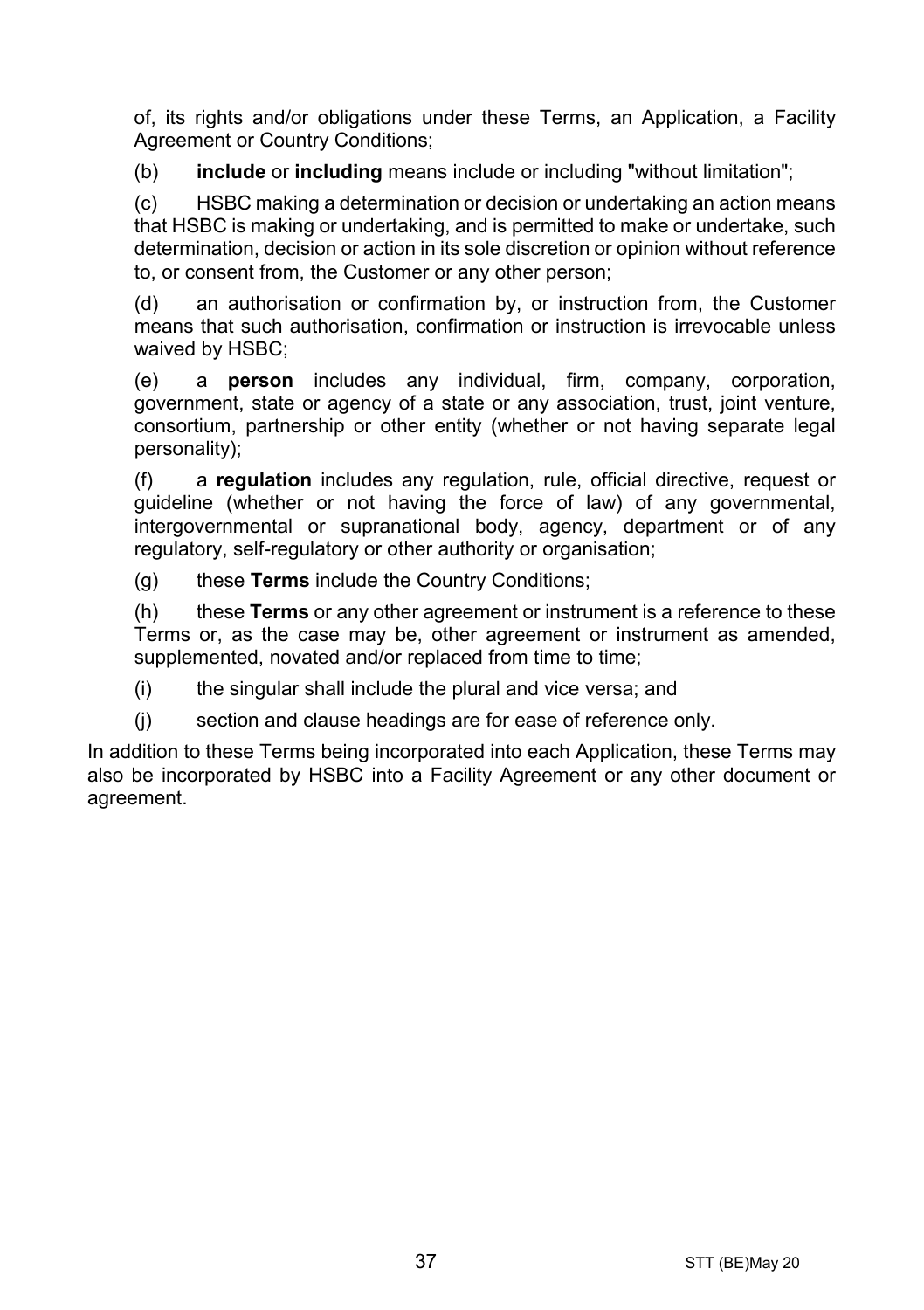of, its rights and/or obligations under these Terms, an Application, a Facility Agreement or Country Conditions;

(b) **include** or **including** means include or including "without limitation";

(c) HSBC making a determination or decision or undertaking an action means that HSBC is making or undertaking, and is permitted to make or undertake, such determination, decision or action in its sole discretion or opinion without reference to, or consent from, the Customer or any other person;

(d) an authorisation or confirmation by, or instruction from, the Customer means that such authorisation, confirmation or instruction is irrevocable unless waived by HSBC;

(e) a **person** includes any individual, firm, company, corporation, government, state or agency of a state or any association, trust, joint venture, consortium, partnership or other entity (whether or not having separate legal personality);

(f) a **regulation** includes any regulation, rule, official directive, request or guideline (whether or not having the force of law) of any governmental, intergovernmental or supranational body, agency, department or of any regulatory, self-regulatory or other authority or organisation;

(g) these **Terms** include the Country Conditions;

(h) these **Terms** or any other agreement or instrument is a reference to these Terms or, as the case may be, other agreement or instrument as amended, supplemented, novated and/or replaced from time to time;

(i) the singular shall include the plural and vice versa; and

(j) section and clause headings are for ease of reference only.

In addition to these Terms being incorporated into each Application, these Terms may also be incorporated by HSBC into a Facility Agreement or any other document or agreement.